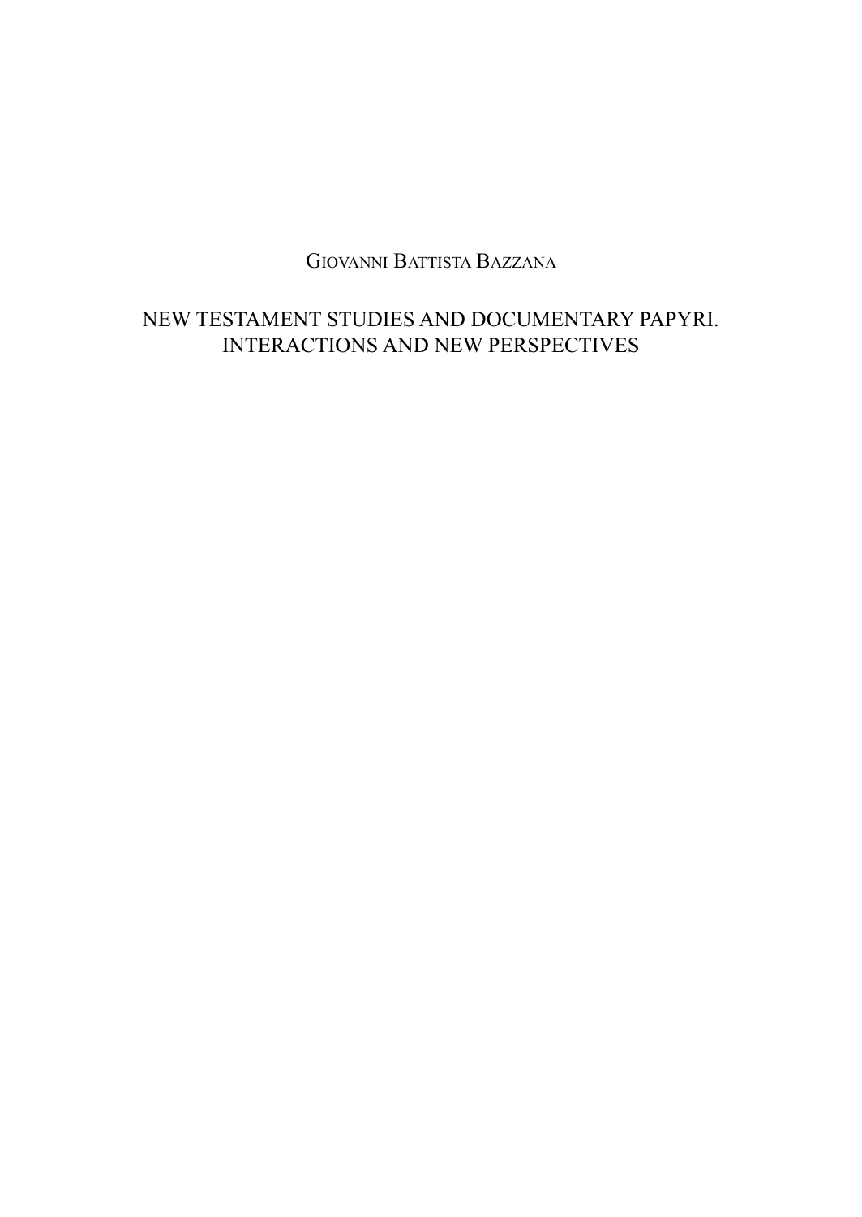Giovanni Battista Bazzana

# NEW TESTAMENT STUDIES AND DOCUMENTARY PAPYRI. INTERACTIONS AND NEW PERSPECTIVES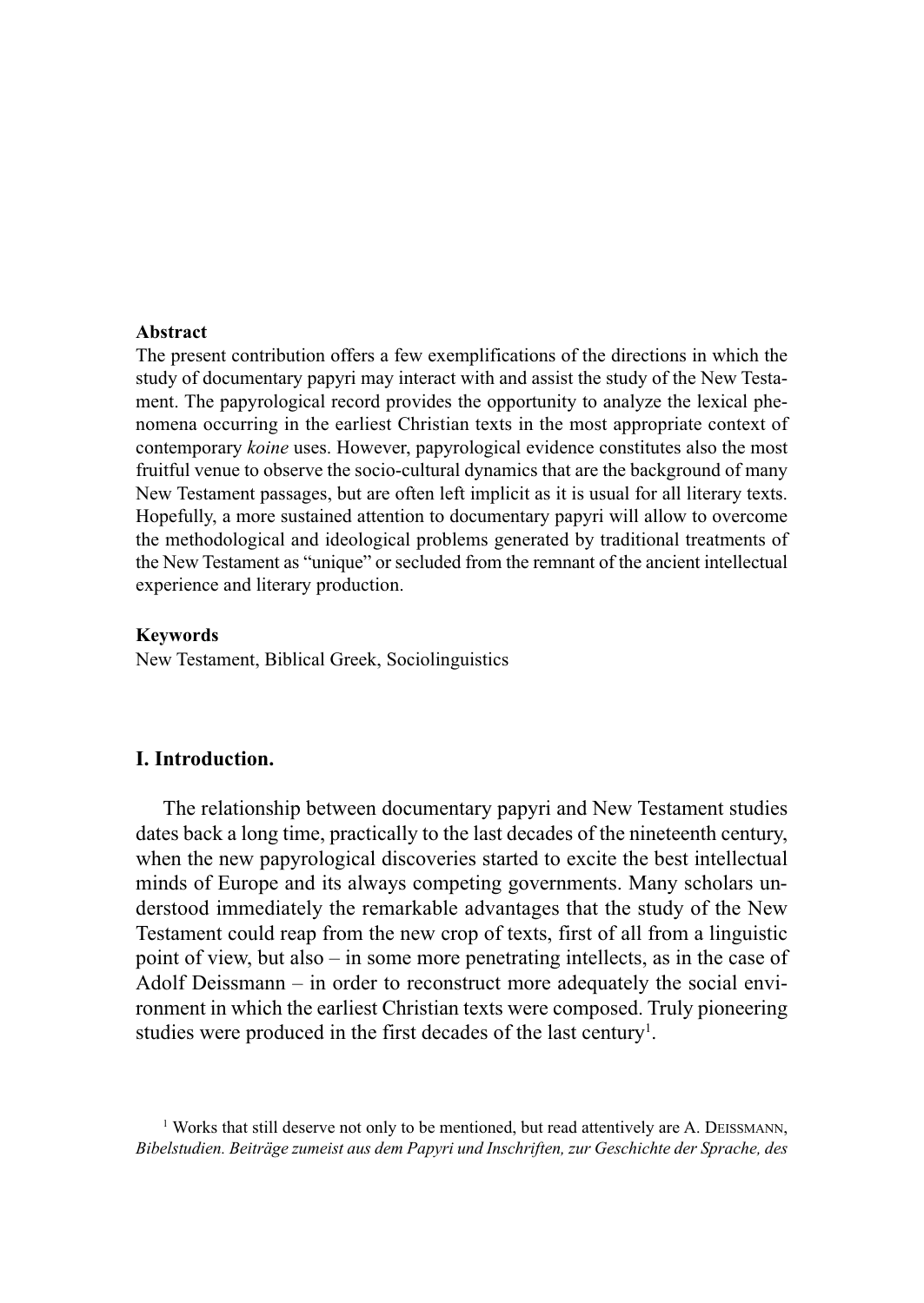**Abstract**

The present contribution offers a few exemplifications of the directions in which the study of documentary papyri may interact with and assist the study of the New Testament. The papyrological record provides the opportunity to analyze the lexical phenomena occurring in the earliest Christian texts in the most appropriate context of contemporary *koine* uses. However, papyrological evidence constitutes also the most fruitful venue to observe the socio-cultural dynamics that are the background of many New Testament passages, but are often left implicit as it is usual for all literary texts. Hopefully, a more sustained attention to documentary papyri will allow to overcome the methodological and ideological problems generated by traditional treatments of the New Testament as "unique" or secluded from the remnant of the ancient intellectual experience and literary production.

**Keywords**

New Testament, Biblical Greek, Sociolinguistics

## I. Introduction.

The relationship between documentary papyri and New Testament studies dates back a long time, practically to the last decades of the nineteenth century, when the new papyrological discoveries started to excite the best intellectual minds of Europe and its always competing governments. Many scholars understood immediately the remarkable advantages that the study of the New Testament could reap from the new crop of texts, first of all from a linguistic point of view, but also – in some more penetrating intellects, as in the case of Adolf Deissmann – in order to reconstruct more adequately the social environment in which the earliest Christian texts were composed. Truly pioneering studies were produced in the first decades of the last century[1].

[1] Works that still deserve not only to be mentioned, but read attentively are A. DEISSMANN, *Bibelstudien. Beiträge zumeist aus dem Papyri und Inschriften, zur Geschichte der Sprache, des*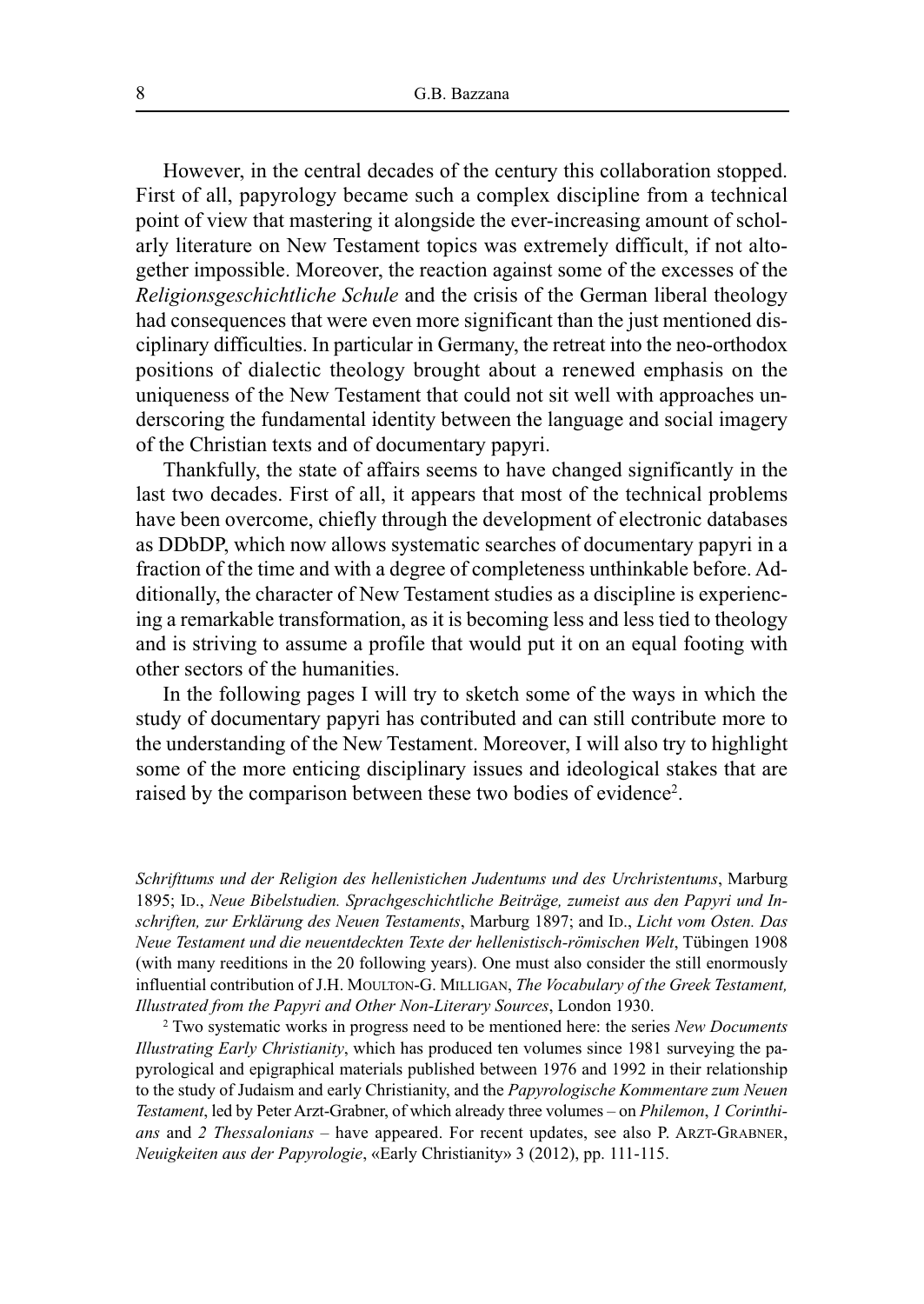However, in the central decades of the century this collaboration stopped. First of all, papyrology became such a complex discipline from a technical point of view that mastering it alongside the ever-increasing amount of scholarly literature on New Testament topics was extremely difficult, if not altogether impossible. Moreover, the reaction against some of the excesses of the *Religionsgeschichtliche Schule* and the crisis of the German liberal theology had consequences that were even more significant than the just mentioned disciplinary difficulties. In particular in Germany, the retreat into the neo-orthodox positions of dialectic theology brought about a renewed emphasis on the uniqueness of the New Testament that could not sit well with approaches underscoring the fundamental identity between the language and social imagery of the Christian texts and of documentary papyri.

Thankfully, the state of affairs seems to have changed significantly in the last two decades. First of all, it appears that most of the technical problems have been overcome, chiefly through the development of electronic databases as DDbDP, which now allows systematic searches of documentary papyri in a fraction of the time and with a degree of completeness unthinkable before. Additionally, the character of New Testament studies as a discipline is experiencing a remarkable transformation, as it is becoming less and less tied to theology and is striving to assume a profile that would put it on an equal footing with other sectors of the humanities.

In the following pages I will try to sketch some of the ways in which the study of documentary papyri has contributed and can still contribute more to the understanding of the New Testament. Moreover, I will also try to highlight some of the more enticing disciplinary issues and ideological stakes that are raised by the comparison between these two bodies of evidence[2].

*Schrifttums und der Religion des hellenistichen Judentums und des Urchristentums*, Marburg 1895; ID., *Neue Bibelstudien. Sprachgeschichtliche Beiträge, zumeist aus den Papyri und Inschriften, zur Erklärung des Neuen Testaments*, Marburg 1897; and ID., *Licht vom Osten. Das Neue Testament und die neuentdeckten Texte der hellenistisch-römischen Welt*, Tübingen 1908 (with many reeditions in the 20 following years). One must also consider the still enormously influential contribution of J.H. MOULTON-G. MILLIGAN, *The Vocabulary of the Greek Testament, Illustrated from the Papyri and Other Non-Literary Sources*, London 1930.

[2] Two systematic works in progress need to be mentioned here: the series *New Documents Illustrating Early Christianity*, which has produced ten volumes since 1981 surveying the papyrological and epigraphical materials published between 1976 and 1992 in their relationship to the study of Judaism and early Christianity, and the *Papyrologische Kommentare zum Neuen Testament*, led by Peter Arzt-Grabner, of which already three volumes – on *Philemon*, *1 Corinthians* and *2 Thessalonians* – have appeared. For recent updates, see also P. ARZT-GRABNER, *Neuigkeiten aus der Papyrologie*, «Early Christianity» 3 (2012), pp. 111-115.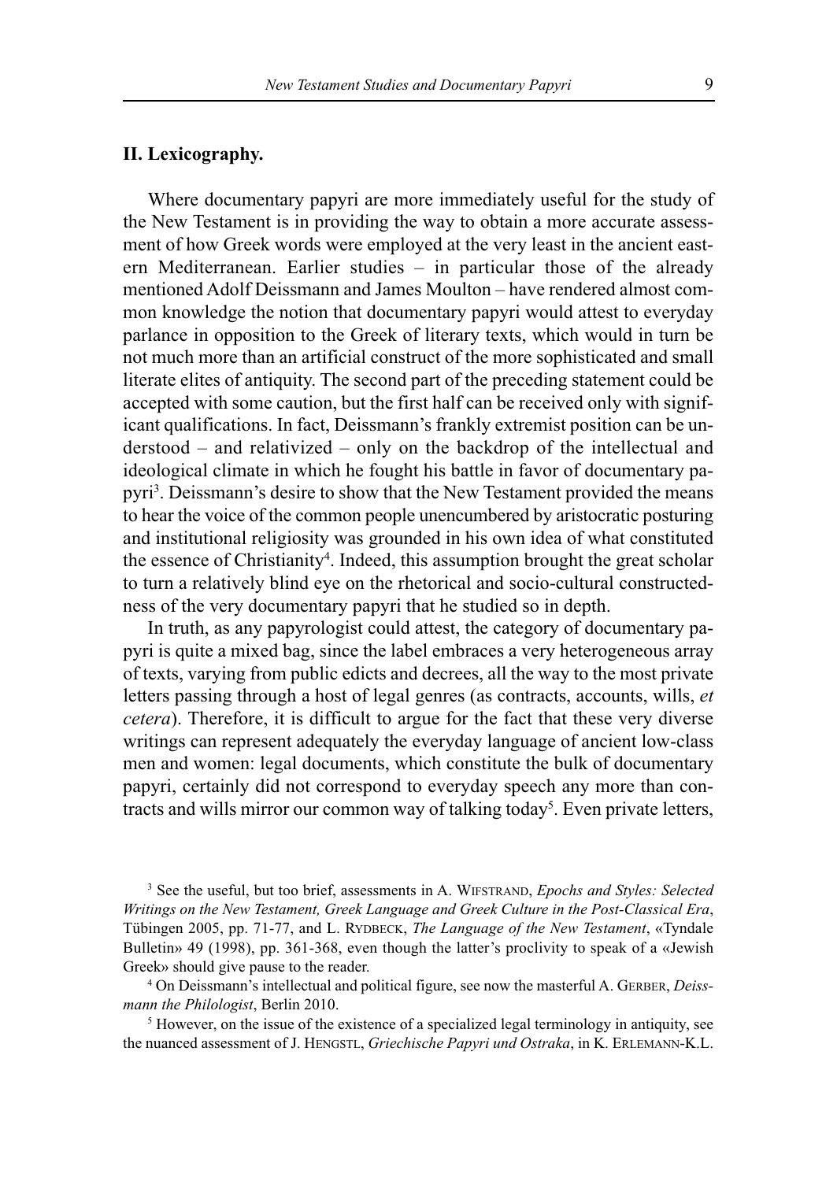## II. Lexicography.

Where documentary papyri are more immediately useful for the study of the New Testament is in providing the way to obtain a more accurate assessment of how Greek words were employed at the very least in the ancient eastern Mediterranean. Earlier studies – in particular those of the already mentioned Adolf Deissmann and James Moulton – have rendered almost common knowledge the notion that documentary papyri would attest to everyday parlance in opposition to the Greek of literary texts, which would in turn be not much more than an artificial construct of the more sophisticated and small literate elites of antiquity. The second part of the preceding statement could be accepted with some caution, but the first half can be received only with significant qualifications. In fact, Deissmann's frankly extremist position can be understood – and relativized – only on the backdrop of the intellectual and ideological climate in which he fought his battle in favor of documentary papyri[3]. Deissmann's desire to show that the New Testament provided the means to hear the voice of the common people unencumbered by aristocratic posturing and institutional religiosity was grounded in his own idea of what constituted the essence of Christianity[4]. Indeed, this assumption brought the great scholar to turn a relatively blind eye on the rhetorical and socio-cultural constructedness of the very documentary papyri that he studied so in depth.

In truth, as any papyrologist could attest, the category of documentary papyri is quite a mixed bag, since the label embraces a very heterogeneous array of texts, varying from public edicts and decrees, all the way to the most private letters passing through a host of legal genres (as contracts, accounts, wills, *et cetera*). Therefore, it is difficult to argue for the fact that these very diverse writings can represent adequately the everyday language of ancient low-class men and women: legal documents, which constitute the bulk of documentary papyri, certainly did not correspond to everyday speech any more than contracts and wills mirror our common way of talking today[5]. Even private letters,

[3] See the useful, but too brief, assessments in A. WIFSTRAND, *Epochs and Styles: Selected Writings on the New Testament, Greek Language and Greek Culture in the Post-Classical Era*, Tübingen 2005, pp. 71-77, and L. RYDBECK, *The Language of the New Testament*, «Tyndale Bulletin» 49 (1998), pp. 361-368, even though the latter's proclivity to speak of a «Jewish Greek» should give pause to the reader.

[4] On Deissmann's intellectual and political figure, see now the masterful A. GERBER, *Deissmann the Philologist*, Berlin 2010.

[5] However, on the issue of the existence of a specialized legal terminology in antiquity, see the nuanced assessment of J. HENGSTL, *Griechische Papyri und Ostraka*, in K. ERLEMANN-K.L.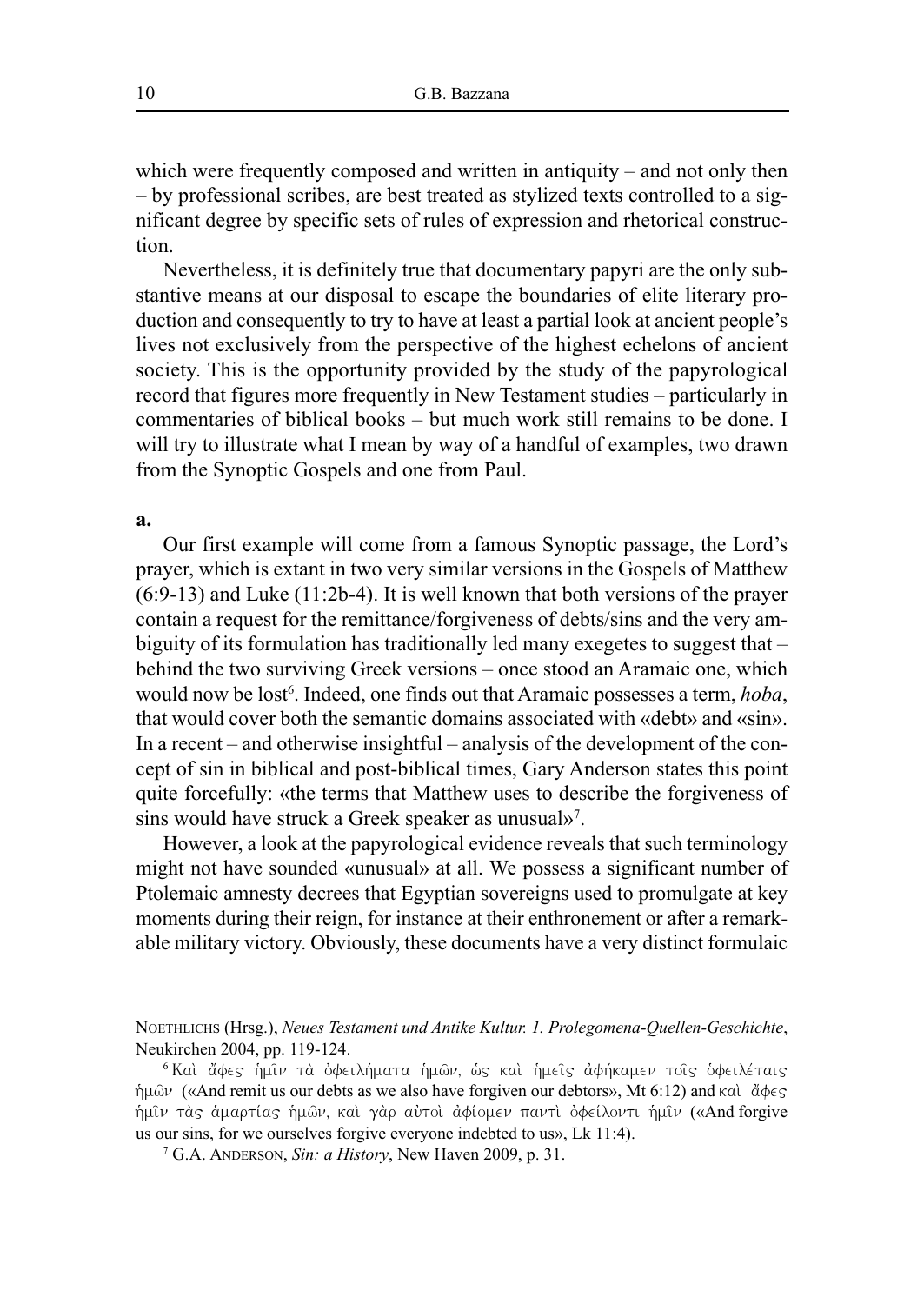which were frequently composed and written in antiquity – and not only then – by professional scribes, are best treated as stylized texts controlled to a significant degree by specific sets of rules of expression and rhetorical construction.

Nevertheless, it is definitely true that documentary papyri are the only substantive means at our disposal to escape the boundaries of elite literary production and consequently to try to have at least a partial look at ancient people's lives not exclusively from the perspective of the highest echelons of ancient society. This is the opportunity provided by the study of the papyrological record that figures more frequently in New Testament studies – particularly in commentaries of biblical books – but much work still remains to be done. I will try to illustrate what I mean by way of a handful of examples, two drawn from the Synoptic Gospels and one from Paul.

**a.**

Our first example will come from a famous Synoptic passage, the Lord's prayer, which is extant in two very similar versions in the Gospels of Matthew (6:9-13) and Luke (11:2b-4). It is well known that both versions of the prayer contain a request for the remittance/forgiveness of debts/sins and the very ambiguity of its formulation has traditionally led many exegetes to suggest that – behind the two surviving Greek versions – once stood an Aramaic one, which would now be lost[6]. Indeed, one finds out that Aramaic possesses a term, *hoba*, that would cover both the semantic domains associated with «debt» and «sin». In a recent – and otherwise insightful – analysis of the development of the concept of sin in biblical and post-biblical times, Gary Anderson states this point quite forcefully: «the terms that Matthew uses to describe the forgiveness of sins would have struck a Greek speaker as unusual»[7].

However, a look at the papyrological evidence reveals that such terminology might not have sounded «unusual» at all. We possess a significant number of Ptolemaic amnesty decrees that Egyptian sovereigns used to promulgate at key moments during their reign, for instance at their enthronement or after a remarkable military victory. Obviously, these documents have a very distinct formulaic

NOETHLICHS (Hrsg.), *Neues Testament und Antike Kultur. 1. Prolegomena-Quellen-Geschichte*, Neukirchen 2004, pp. 119-124.

[6] Καὶ ἄφες ἡμῖν τὰ ὀφειλήματα ἡμῶν, ὡς καὶ ἡμεῖς ἀφήκαμεν τοῖς ὀφειλέταις ἡμῶν («And remit us our debts as we also have forgiven our debtors», Mt 6:12) and καὶ ἄφες ἡμῖν τὰς ἁμαρτίας ἡμῶν, καὶ γὰρ αὐτοὶ ἀφίομεν παντὶ ὀφείλοντι ἡμῖν («And forgive us our sins, for we ourselves forgive everyone indebted to us», Lk 11:4).

[7] G.A. ANDERSON, *Sin: a History*, New Haven 2009, p. 31.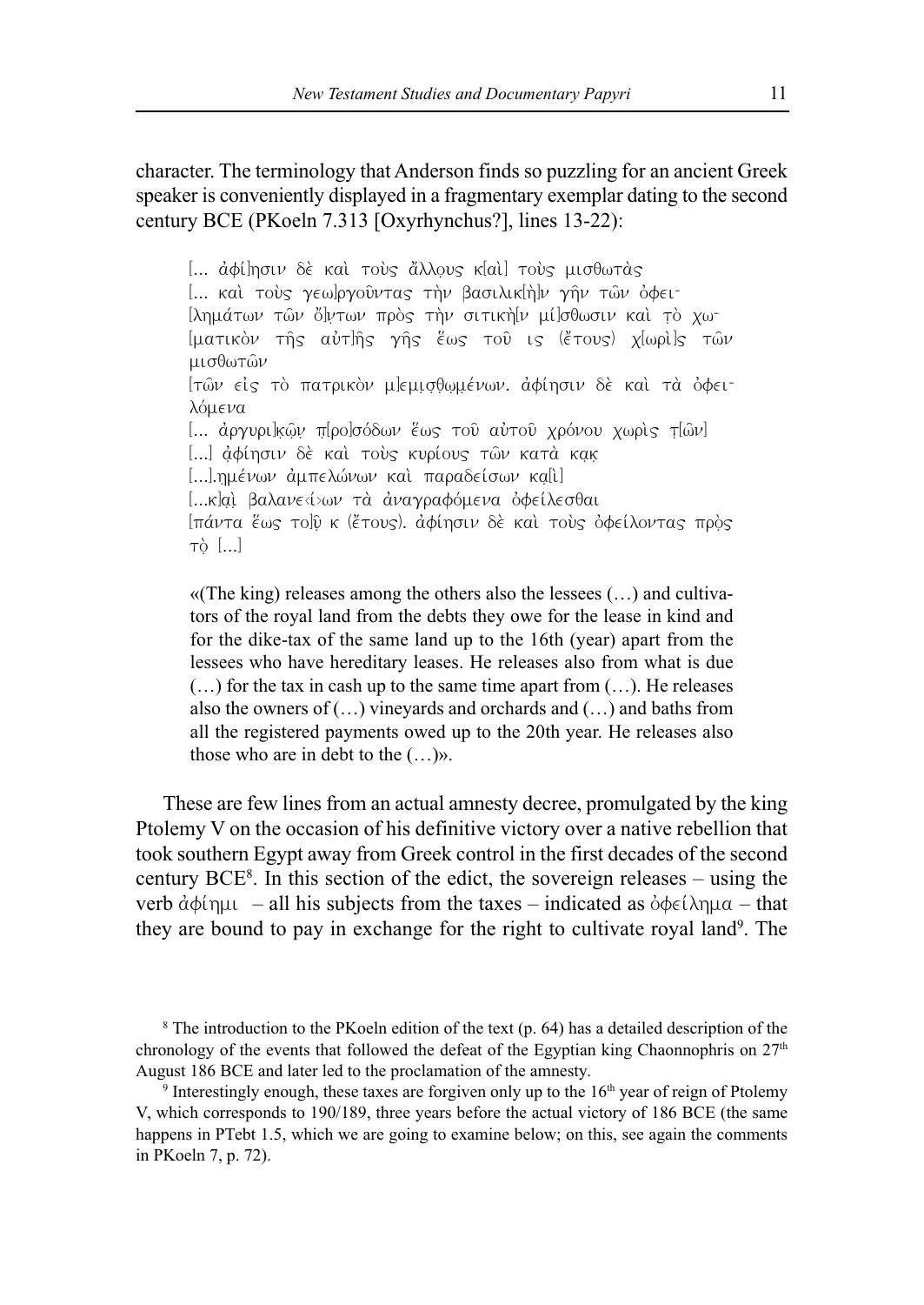character. The terminology that Anderson finds so puzzling for an ancient Greek speaker is conveniently displayed in a fragmentary exemplar dating to the second century BCE (PKoeln 7.313 [Oxyrhynchus?], lines 13-22):

> [... ἀφί]ησιν δὲ καὶ τοὺς ἄλλο̣υς κ[αὶ] τοὺς μισθωτὰς
> [... καὶ τοὺς γεω]ργοῦντας τὴν βασιλικ[ὴ]ν γῆν τῶν ὀφει-
> [λημάτων τῶν ὄ]ν̣των πρὸς τὴν σιτικὴ[ν μί]σθωσιν καὶ τ̣ὸ χω-
> [ματικὸν τῆς αὐτ]ῆς γῆς ἕως τοῦ ις (ἔτους) χ[ωρὶ]ς τῶν μισθωτῶν
> [τῶν εἰς τὸ πατρικὸν μ]εμ̣ι̣σ̣θωμένων. ἀφίησιν δὲ καὶ τὰ ὀφει-λόμενα
> [... ἀργυρι]κῶ̣ν̣ π̣[ρο]σόδων ἕως τοῦ αὐτοῦ χρόνου χωρὶς τ̣[ῶν]
> [...] ἀ̣φίησιν δὲ καὶ τοὺς κυρίους τῶν κατὰ κα̣κ̣
> [...].ημένων ἀμπελώνων καὶ παραδείσων κα̣[ὶ]
> [...κ]α̣ὶ̣ βαλανε‹ί›ων τὰ ἀναγραφόμενα ὀφείλεσθαι
> [πάντα ἕως το]ῦ̣ κ (ἔτους). ἀφίησιν δὲ καὶ τοὺς ὀφείλοντας πρ̣ὸ̣ς τ̣ὸ̣ [...]
>
> «(The king) releases among the others also the lessees (…) and cultivators of the royal land from the debts they owe for the lease in kind and for the dike-tax of the same land up to the 16th (year) apart from the lessees who have hereditary leases. He releases also from what is due (…) for the tax in cash up to the same time apart from (…). He releases also the owners of (…) vineyards and orchards and (…) and baths from all the registered payments owed up to the 20th year. He releases also those who are in debt to the (…)».

These are few lines from an actual amnesty decree, promulgated by the king Ptolemy V on the occasion of his definitive victory over a native rebellion that took southern Egypt away from Greek control in the first decades of the second century BCE[8]. In this section of the edict, the sovereign releases – using the verb ἀφίημι – all his subjects from the taxes – indicated as ὀφείλημα – that they are bound to pay in exchange for the right to cultivate royal land[9]. The

[8] The introduction to the PKoeln edition of the text (p. 64) has a detailed description of the chronology of the events that followed the defeat of the Egyptian king Chaonnophris on 27th August 186 BCE and later led to the proclamation of the amnesty.

[9] Interestingly enough, these taxes are forgiven only up to the 16th year of reign of Ptolemy V, which corresponds to 190/189, three years before the actual victory of 186 BCE (the same happens in PTebt 1.5, which we are going to examine below; on this, see again the comments in PKoeln 7, p. 72).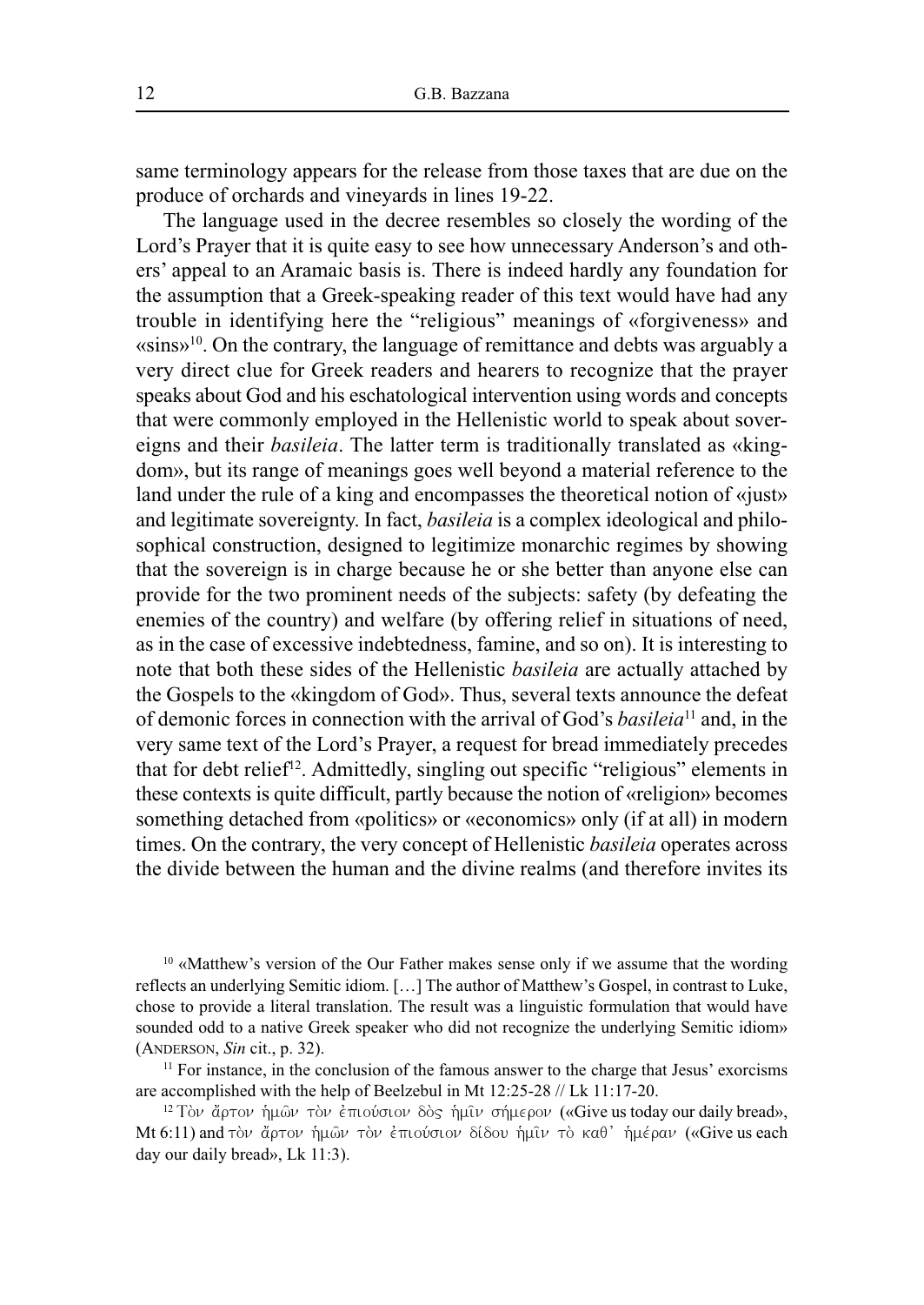same terminology appears for the release from those taxes that are due on the produce of orchards and vineyards in lines 19-22.

The language used in the decree resembles so closely the wording of the Lord's Prayer that it is quite easy to see how unnecessary Anderson's and others' appeal to an Aramaic basis is. There is indeed hardly any foundation for the assumption that a Greek-speaking reader of this text would have had any trouble in identifying here the "religious" meanings of «forgiveness» and «sins»[10]. On the contrary, the language of remittance and debts was arguably a very direct clue for Greek readers and hearers to recognize that the prayer speaks about God and his eschatological intervention using words and concepts that were commonly employed in the Hellenistic world to speak about sovereigns and their *basileia*. The latter term is traditionally translated as «kingdom», but its range of meanings goes well beyond a material reference to the land under the rule of a king and encompasses the theoretical notion of «just» and legitimate sovereignty. In fact, *basileia* is a complex ideological and philosophical construction, designed to legitimize monarchic regimes by showing that the sovereign is in charge because he or she better than anyone else can provide for the two prominent needs of the subjects: safety (by defeating the enemies of the country) and welfare (by offering relief in situations of need, as in the case of excessive indebtedness, famine, and so on). It is interesting to note that both these sides of the Hellenistic *basileia* are actually attached by the Gospels to the «kingdom of God». Thus, several texts announce the defeat of demonic forces in connection with the arrival of God's *basileia*[11] and, in the very same text of the Lord's Prayer, a request for bread immediately precedes that for debt relief[12]. Admittedly, singling out specific "religious" elements in these contexts is quite difficult, partly because the notion of «religion» becomes something detached from «politics» or «economics» only (if at all) in modern times. On the contrary, the very concept of Hellenistic *basileia* operates across the divide between the human and the divine realms (and therefore invites its

[10] «Matthew's version of the Our Father makes sense only if we assume that the wording reflects an underlying Semitic idiom. […] The author of Matthew's Gospel, in contrast to Luke, chose to provide a literal translation. The result was a linguistic formulation that would have sounded odd to a native Greek speaker who did not recognize the underlying Semitic idiom» (ANDERSON, *Sin* cit., p. 32).

[11] For instance, in the conclusion of the famous answer to the charge that Jesus' exorcisms are accomplished with the help of Beelzebul in Mt 12:25-28 // Lk 11:17-20.

[12] Τὸν ἄρτον ἡμῶν τὸν ἐπιούσιον δὸς ἡμῖν σήμερον («Give us today our daily bread», Mt 6:11) and τὸν ἄρτον ἡμῶν τὸν ἐπιούσιον δίδου ἡμῖν τὸ καθ' ἡμέραν («Give us each day our daily bread», Lk 11:3).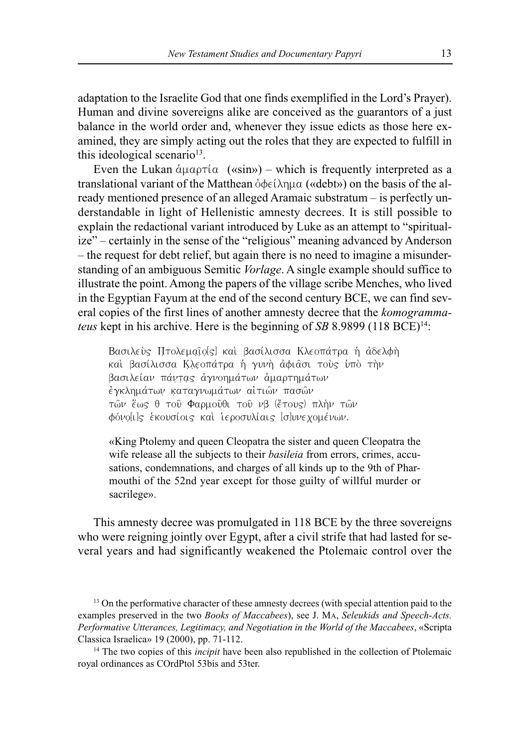adaptation to the Israelite God that one finds exemplified in the Lord's Prayer). Human and divine sovereigns alike are conceived as the guarantors of a just balance in the world order and, whenever they issue edicts as those here examined, they are simply acting out the roles that they are expected to fulfill in this ideological scenario[13].

Even the Lukan ἁμαρτία («sin») – which is frequently interpreted as a translational variant of the Matthean ὀφείλημα («debt») on the basis of the already mentioned presence of an alleged Aramaic substratum – is perfectly understandable in light of Hellenistic amnesty decrees. It is still possible to explain the redactional variant introduced by Luke as an attempt to "spiritualize" – certainly in the sense of the "religious" meaning advanced by Anderson – the request for debt relief, but again there is no need to imagine a misunderstanding of an ambiguous Semitic *Vorlage*. A single example should suffice to illustrate the point. Among the papers of the village scribe Menches, who lived in the Egyptian Fayum at the end of the second century BCE, we can find several copies of the first lines of another amnesty decree that the *komogrammateus* kept in his archive. Here is the beginning of *SB* 8.9899 (118 BCE)[14]:

> Βασιλεὺς Πτολεμαῖο[ς] καὶ βασίλισσα Κλεοπάτρα ἡ ἀδελφὴ
> καὶ βασίλισσα Κλεοπάτρα ἡ γυνὴ ἀφιᾶσι τοὺς ὑπὸ τὴν
> βασιλείαν πάντας ἀγνοημάτων ἁμαρτημάτων
> ἐγκλημάτων καταγνωμάτων αἰτιῶν πασῶν
> τῶν ἕως θ τοῦ Φαρμοῦθι τοῦ νβ (ἔτους) πλὴν τῶν
> φόνο[ι]ς ἑκουσίοις καὶ ἱεροσυλίαις [σ]υνεχομένων.

> «King Ptolemy and queen Cleopatra the sister and queen Cleopatra the wife release all the subjects to their *basileia* from errors, crimes, accusations, condemnations, and charges of all kinds up to the 9th of Pharmouthi of the 52nd year except for those guilty of willful murder or sacrilege».

This amnesty decree was promulgated in 118 BCE by the three sovereigns who were reigning jointly over Egypt, after a civil strife that had lasted for several years and had significantly weakened the Ptolemaic control over the

---

[13] On the performative character of these amnesty decrees (with special attention paid to the examples preserved in the two *Books of Maccabees*), see J. MA, *Seleukids and Speech-Acts. Performative Utterances, Legitimacy, and Negotiation in the World of the Maccabees*, «Scripta Classica Israelica» 19 (2000), pp. 71-112.

[14] The two copies of this *incipit* have been also republished in the collection of Ptolemaic royal ordinances as COrdPtol 53bis and 53ter.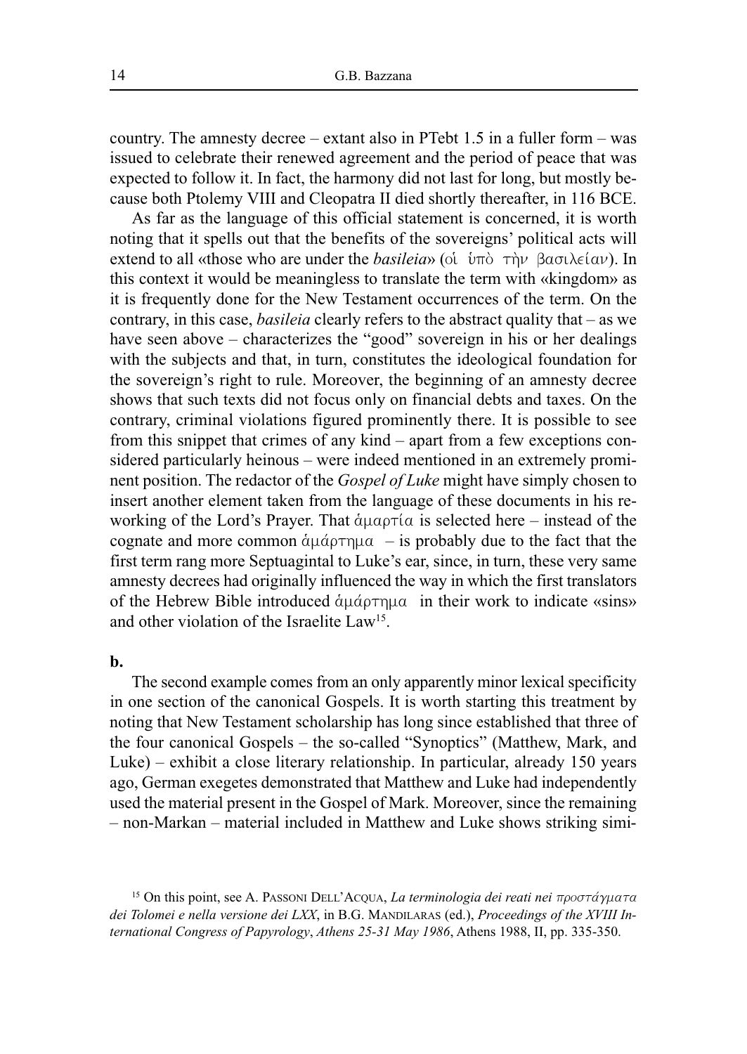country. The amnesty decree – extant also in PTebt 1.5 in a fuller form – was issued to celebrate their renewed agreement and the period of peace that was expected to follow it. In fact, the harmony did not last for long, but mostly because both Ptolemy VIII and Cleopatra II died shortly thereafter, in 116 BCE.

As far as the language of this official statement is concerned, it is worth noting that it spells out that the benefits of the sovereigns' political acts will extend to all «those who are under the *basileia*» (οἱ ὑπὸ τὴν βασιλείαν). In this context it would be meaningless to translate the term with «kingdom» as it is frequently done for the New Testament occurrences of the term. On the contrary, in this case, *basileia* clearly refers to the abstract quality that – as we have seen above – characterizes the "good" sovereign in his or her dealings with the subjects and that, in turn, constitutes the ideological foundation for the sovereign's right to rule. Moreover, the beginning of an amnesty decree shows that such texts did not focus only on financial debts and taxes. On the contrary, criminal violations figured prominently there. It is possible to see from this snippet that crimes of any kind – apart from a few exceptions considered particularly heinous – were indeed mentioned in an extremely prominent position. The redactor of the *Gospel of Luke* might have simply chosen to insert another element taken from the language of these documents in his reworking of the Lord's Prayer. That ἁμαρτία is selected here – instead of the cognate and more common ἁμάρτημα – is probably due to the fact that the first term rang more Septuagintal to Luke's ear, since, in turn, these very same amnesty decrees had originally influenced the way in which the first translators of the Hebrew Bible introduced ἁμάρτημα in their work to indicate «sins» and other violation of the Israelite Law[15].

**b.**

The second example comes from an only apparently minor lexical specificity in one section of the canonical Gospels. It is worth starting this treatment by noting that New Testament scholarship has long since established that three of the four canonical Gospels – the so-called "Synoptics" (Matthew, Mark, and Luke) – exhibit a close literary relationship. In particular, already 150 years ago, German exegetes demonstrated that Matthew and Luke had independently used the material present in the Gospel of Mark. Moreover, since the remaining – non-Markan – material included in Matthew and Luke shows striking simi-

[15] On this point, see A. Passoni Dell'Acqua, *La terminologia dei reati nei προστάγματα dei Tolomei e nella versione dei LXX*, in B.G. Mandilaras (ed.), *Proceedings of the XVIII International Congress of Papyrology*, *Athens 25-31 May 1986*, Athens 1988, II, pp. 335-350.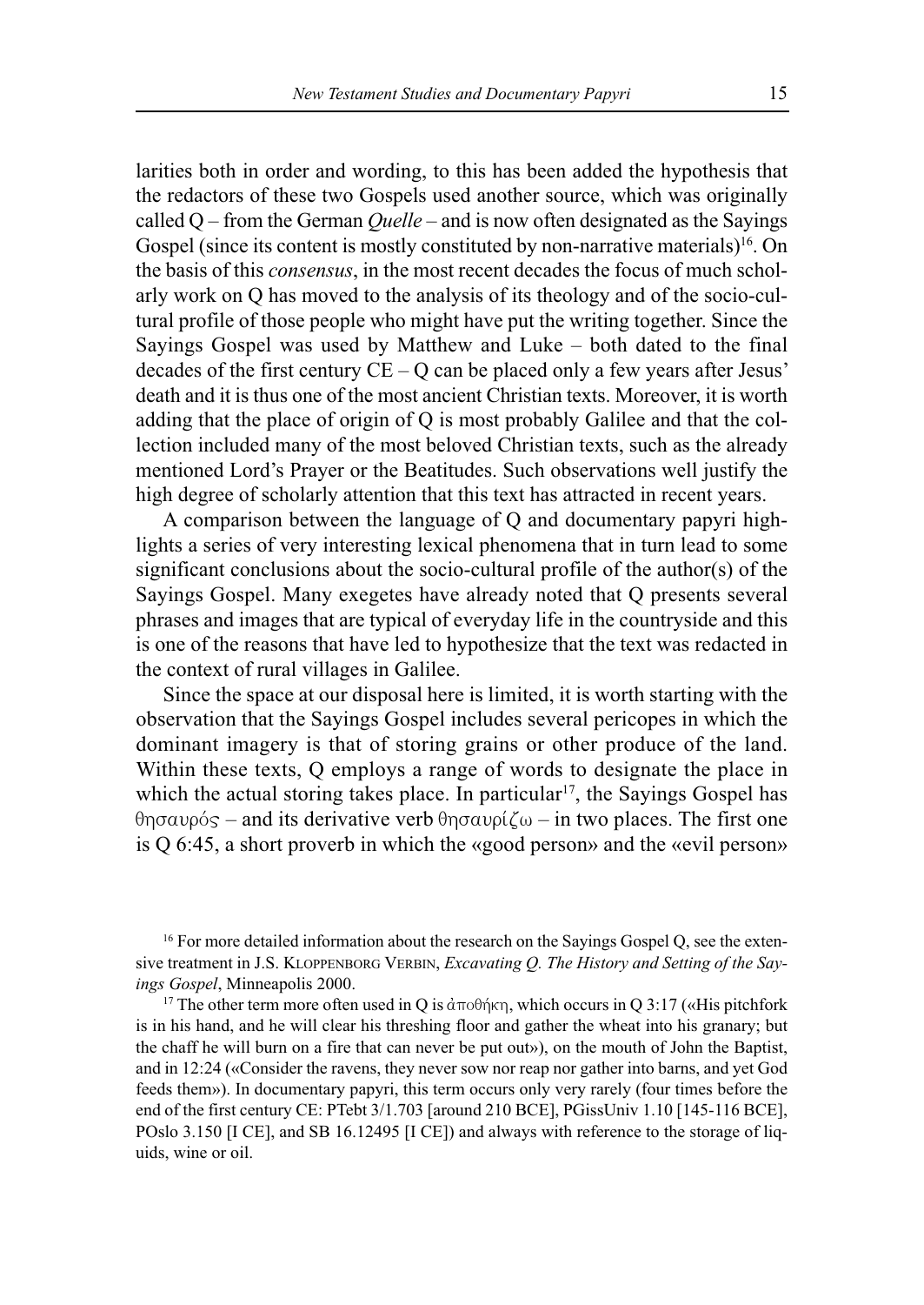larities both in order and wording, to this has been added the hypothesis that the redactors of these two Gospels used another source, which was originally called Q – from the German *Quelle* – and is now often designated as the Sayings Gospel (since its content is mostly constituted by non-narrative materials)[16]. On the basis of this *consensus*, in the most recent decades the focus of much scholarly work on Q has moved to the analysis of its theology and of the socio-cultural profile of those people who might have put the writing together. Since the Sayings Gospel was used by Matthew and Luke – both dated to the final decades of the first century CE – Q can be placed only a few years after Jesus' death and it is thus one of the most ancient Christian texts. Moreover, it is worth adding that the place of origin of Q is most probably Galilee and that the collection included many of the most beloved Christian texts, such as the already mentioned Lord's Prayer or the Beatitudes. Such observations well justify the high degree of scholarly attention that this text has attracted in recent years.

A comparison between the language of Q and documentary papyri highlights a series of very interesting lexical phenomena that in turn lead to some significant conclusions about the socio-cultural profile of the author(s) of the Sayings Gospel. Many exegetes have already noted that Q presents several phrases and images that are typical of everyday life in the countryside and this is one of the reasons that have led to hypothesize that the text was redacted in the context of rural villages in Galilee.

Since the space at our disposal here is limited, it is worth starting with the observation that the Sayings Gospel includes several pericopes in which the dominant imagery is that of storing grains or other produce of the land. Within these texts, Q employs a range of words to designate the place in which the actual storing takes place. In particular[17], the Sayings Gospel has θησαυρός – and its derivative verb θησαυρίζω – in two places. The first one is Q 6:45, a short proverb in which the «good person» and the «evil person»

[16] For more detailed information about the research on the Sayings Gospel Q, see the extensive treatment in J.S. Kloppenborg Verbin, *Excavating Q. The History and Setting of the Sayings Gospel*, Minneapolis 2000.

[17] The other term more often used in Q is ἀποθήκη, which occurs in Q 3:17 («His pitchfork is in his hand, and he will clear his threshing floor and gather the wheat into his granary; but the chaff he will burn on a fire that can never be put out»), on the mouth of John the Baptist, and in 12:24 («Consider the ravens, they never sow nor reap nor gather into barns, and yet God feeds them»). In documentary papyri, this term occurs only very rarely (four times before the end of the first century CE: PTebt 3/1.703 [around 210 BCE], PGissUniv 1.10 [145-116 BCE], POslo 3.150 [I CE], and SB 16.12495 [I CE]) and always with reference to the storage of liquids, wine or oil.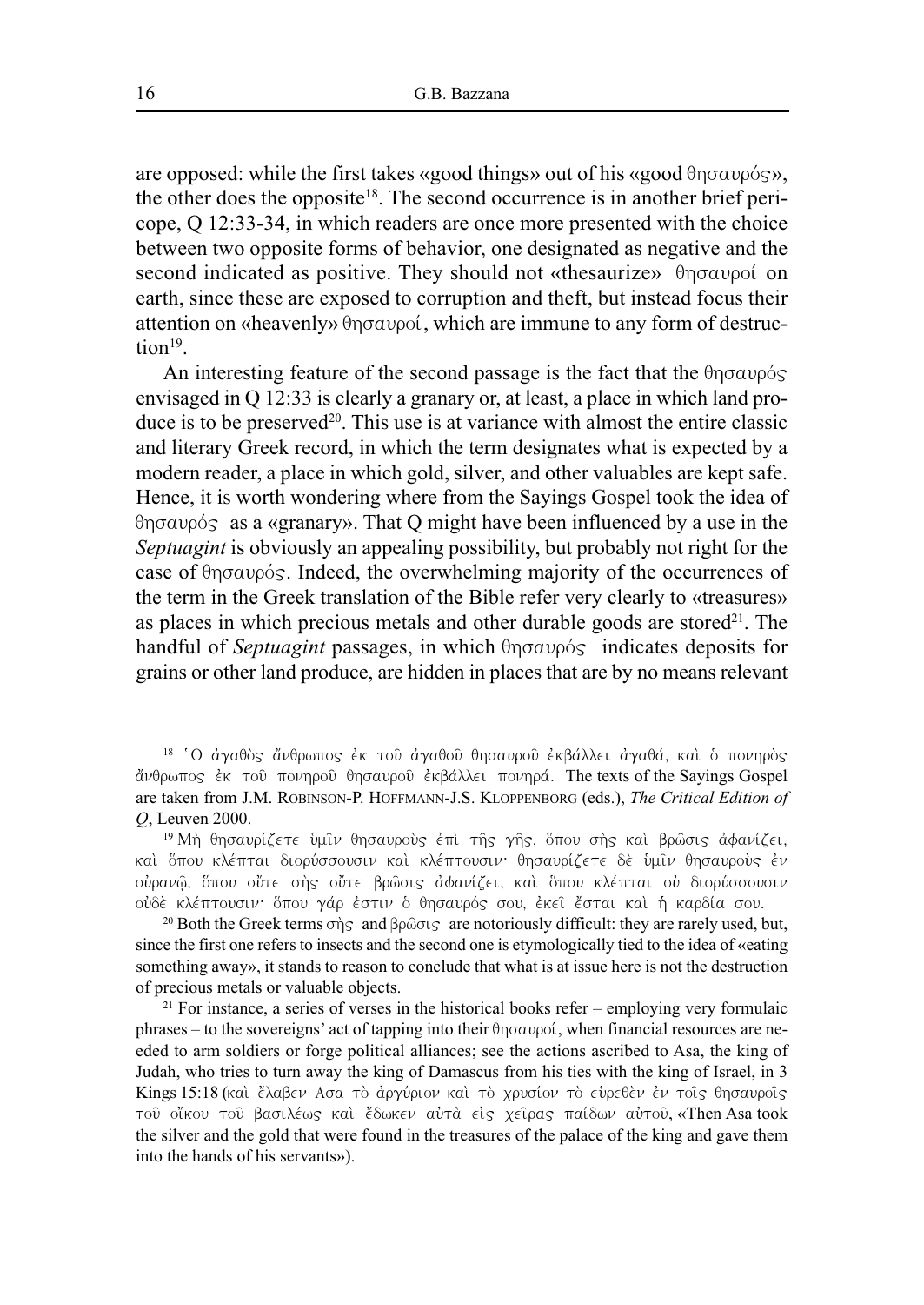are opposed: while the first takes «good things» out of his «good θησαυρός», the other does the opposite[18]. The second occurrence is in another brief pericope, Q 12:33-34, in which readers are once more presented with the choice between two opposite forms of behavior, one designated as negative and the second indicated as positive. They should not «thesaurize» θησαυροί on earth, since these are exposed to corruption and theft, but instead focus their attention on «heavenly» θησαυροί, which are immune to any form of destruction[19].

An interesting feature of the second passage is the fact that the θησαυρός envisaged in Q 12:33 is clearly a granary or, at least, a place in which land produce is to be preserved[20]. This use is at variance with almost the entire classic and literary Greek record, in which the term designates what is expected by a modern reader, a place in which gold, silver, and other valuables are kept safe. Hence, it is worth wondering where from the Sayings Gospel took the idea of θησαυρός as a «granary». That Q might have been influenced by a use in the *Septuagint* is obviously an appealing possibility, but probably not right for the case of θησαυρός. Indeed, the overwhelming majority of the occurrences of the term in the Greek translation of the Bible refer very clearly to «treasures» as places in which precious metals and other durable goods are stored[21]. The handful of *Septuagint* passages, in which θησαυρός indicates deposits for grains or other land produce, are hidden in places that are by no means relevant

---

[18] Ὁ ἀγαθὸς ἄνθρωπος ἐκ τοῦ ἀγαθοῦ θησαυροῦ ἐκβάλλει ἀγαθά, καὶ ὁ πονηρὸς ἄνθρωπος ἐκ τοῦ πονηροῦ θησαυροῦ ἐκβάλλει πονηρά. The texts of the Sayings Gospel are taken from J.M. Robinson-P. Hoffmann-J.S. Kloppenborg (eds.), *The Critical Edition of Q*, Leuven 2000.

[19] Μὴ θησαυρίζετε ὑμῖν θησαυροὺς ἐπὶ τῆς γῆς, ὅπου σὴς καὶ βρῶσις ἀφανίζει, καὶ ὅπου κλέπται διορύσσουσιν καὶ κλέπτουσιν· θησαυρίζετε δὲ ὑμῖν θησαυροὺς ἐν οὐρανῷ, ὅπου οὔτε σὴς οὔτε βρῶσις ἀφανίζει, καὶ ὅπου κλέπται οὐ διορύσσουσιν οὐδὲ κλέπτουσιν· ὅπου γάρ ἐστιν ὁ θησαυρός σου, ἐκεῖ ἔσται καὶ ἡ καρδία σου.

[20] Both the Greek terms σὴς and βρῶσις are notoriously difficult: they are rarely used, but, since the first one refers to insects and the second one is etymologically tied to the idea of «eating something away», it stands to reason to conclude that what is at issue here is not the destruction of precious metals or valuable objects.

[21] For instance, a series of verses in the historical books refer – employing very formulaic phrases – to the sovereigns' act of tapping into their θησαυροί, when financial resources are needed to arm soldiers or forge political alliances; see the actions ascribed to Asa, the king of Judah, who tries to turn away the king of Damascus from his ties with the king of Israel, in 3 Kings 15:18 (καὶ ἔλαβεν Ασα τὸ ἀργύριον καὶ τὸ χρυσίον τὸ εὑρεθὲν ἐν τοῖς θησαυροῖς τοῦ οἴκου τοῦ βασιλέως καὶ ἔδωκεν αὐτὰ εἰς χεῖρας παίδων αὐτοῦ, «Then Asa took the silver and the gold that were found in the treasures of the palace of the king and gave them into the hands of his servants»).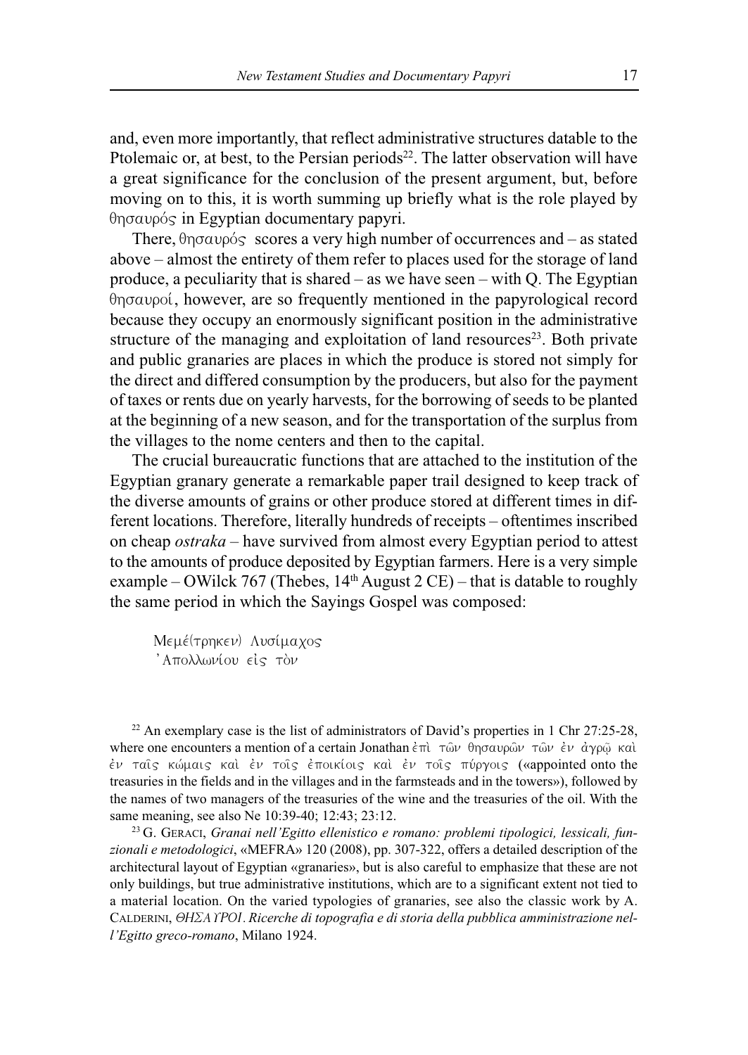and, even more importantly, that reflect administrative structures datable to the Ptolemaic or, at best, to the Persian periods[22]. The latter observation will have a great significance for the conclusion of the present argument, but, before moving on to this, it is worth summing up briefly what is the role played by θησαυρός in Egyptian documentary papyri.

There, θησαυρός scores a very high number of occurrences and – as stated above – almost the entirety of them refer to places used for the storage of land produce, a peculiarity that is shared – as we have seen – with Q. The Egyptian θησαυροί, however, are so frequently mentioned in the papyrological record because they occupy an enormously significant position in the administrative structure of the managing and exploitation of land resources[23]. Both private and public granaries are places in which the produce is stored not simply for the direct and differed consumption by the producers, but also for the payment of taxes or rents due on yearly harvests, for the borrowing of seeds to be planted at the beginning of a new season, and for the transportation of the surplus from the villages to the nome centers and then to the capital.

The crucial bureaucratic functions that are attached to the institution of the Egyptian granary generate a remarkable paper trail designed to keep track of the diverse amounts of grains or other produce stored at different times in different locations. Therefore, literally hundreds of receipts – oftentimes inscribed on cheap *ostraka* – have survived from almost every Egyptian period to attest to the amounts of produce deposited by Egyptian farmers. Here is a very simple example – OWilck 767 (Thebes, 14th August 2 CE) – that is datable to roughly the same period in which the Sayings Gospel was composed:

> Μεμέ(τρηκεν) Λυσίμαχος
> Ἀπολλωνίου εἰς τὸν

[22] An exemplary case is the list of administrators of David's properties in 1 Chr 27:25-28, where one encounters a mention of a certain Jonathan ἐπὶ τῶν θησαυρῶν τῶν ἐν ἀγρῷ καὶ ἐν ταῖς κώμαις καὶ ἐν τοῖς ἐποικίοις καὶ ἐν τοῖς πύργοις («appointed onto the treasuries in the fields and in the villages and in the farmsteads and in the towers»), followed by the names of two managers of the treasuries of the wine and the treasuries of the oil. With the same meaning, see also Ne 10:39-40; 12:43; 23:12.

[23] G. Geraci, *Granai nell'Egitto ellenistico e romano: problemi tipologici, lessicali, funzionali e metodologici*, «MEFRA» 120 (2008), pp. 307-322, offers a detailed description of the architectural layout of Egyptian «granaries», but is also careful to emphasize that these are not only buildings, but true administrative institutions, which are to a significant extent not tied to a material location. On the varied typologies of granaries, see also the classic work by A. Calderini, *ΘΗΣΑΥΡΟΙ. Ricerche di topografia e di storia della pubblica amministrazione nell'Egitto greco-romano*, Milano 1924.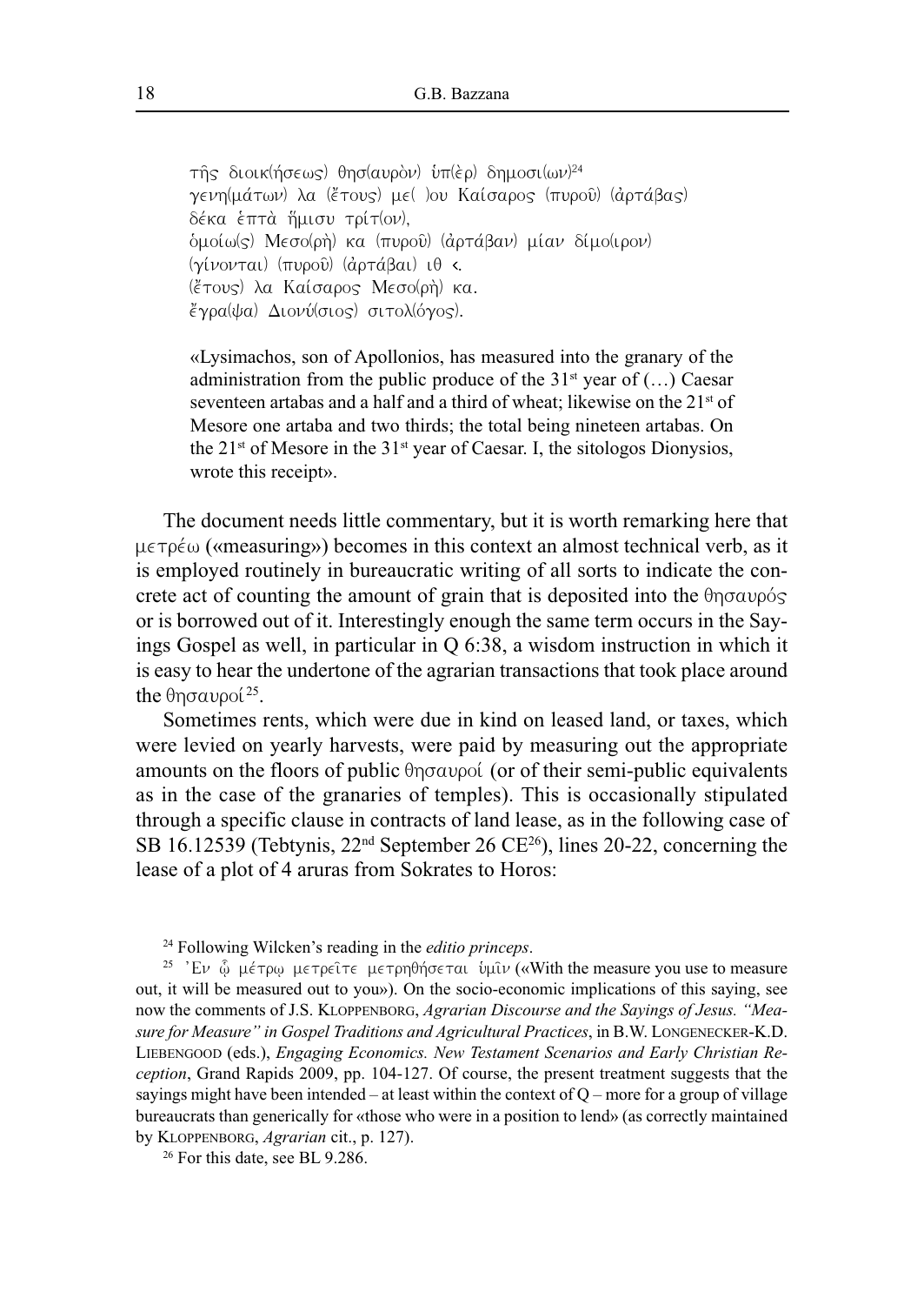τῆς διοικ(ήσεως) θησ(αυρὸν) ὑπ(ὲρ) δημοσι(ων)[24]
γενη(μάτων) λα (ἔτους) με( )ου Καίσαρος (πυροῦ) (ἀρτάβας)
δέκα ἑπτὰ ἥμισυ τρίτ(ον),
ὁμοίω(ς) Μεσο(ρὴ) κα (πυροῦ) (ἀρτάβαν) μίαν δίμο(ιρον)
(γίνονται) (πυροῦ) (ἀρτάβαι) ιθ ‹.
(ἔτους) λα Καίσαρος Μεσο(ρὴ) κα.
ἔγρα(ψα) Διονύ(σιος) σιτολ(όγος).

«Lysimachos, son of Apollonios, has measured into the granary of the administration from the public produce of the 31st year of (…) Caesar seventeen artabas and a half and a third of wheat; likewise on the 21st of Mesore one artaba and two thirds; the total being nineteen artabas. On the 21st of Mesore in the 31st year of Caesar. I, the sitologos Dionysios, wrote this receipt».

The document needs little commentary, but it is worth remarking here that μετρέω («measuring») becomes in this context an almost technical verb, as it is employed routinely in bureaucratic writing of all sorts to indicate the concrete act of counting the amount of grain that is deposited into the θησαυρός or is borrowed out of it. Interestingly enough the same term occurs in the Sayings Gospel as well, in particular in Q 6:38, a wisdom instruction in which it is easy to hear the undertone of the agrarian transactions that took place around the θησαυροί[25].

Sometimes rents, which were due in kind on leased land, or taxes, which were levied on yearly harvests, were paid by measuring out the appropriate amounts on the floors of public θησαυροί (or of their semi-public equivalents as in the case of the granaries of temples). This is occasionally stipulated through a specific clause in contracts of land lease, as in the following case of SB 16.12539 (Tebtynis, 22nd September 26 CE[26]), lines 20-22, concerning the lease of a plot of 4 aruras from Sokrates to Horos:

[24] Following Wilcken's reading in the *editio princeps*.

[25] Ἐν ᾧ μέτρῳ μετρεῖτε μετρηθήσεται ὑμῖν («With the measure you use to measure out, it will be measured out to you»). On the socio-economic implications of this saying, see now the comments of J.S. Kloppenborg, *Agrarian Discourse and the Sayings of Jesus. "Measure for Measure" in Gospel Traditions and Agricultural Practices*, in B.W. Longenecker-K.D. Liebengood (eds.), *Engaging Economics. New Testament Scenarios and Early Christian Reception*, Grand Rapids 2009, pp. 104-127. Of course, the present treatment suggests that the sayings might have been intended – at least within the context of Q – more for a group of village bureaucrats than generically for «those who were in a position to lend» (as correctly maintained by Kloppenborg, *Agrarian* cit., p. 127).

[26] For this date, see BL 9.286.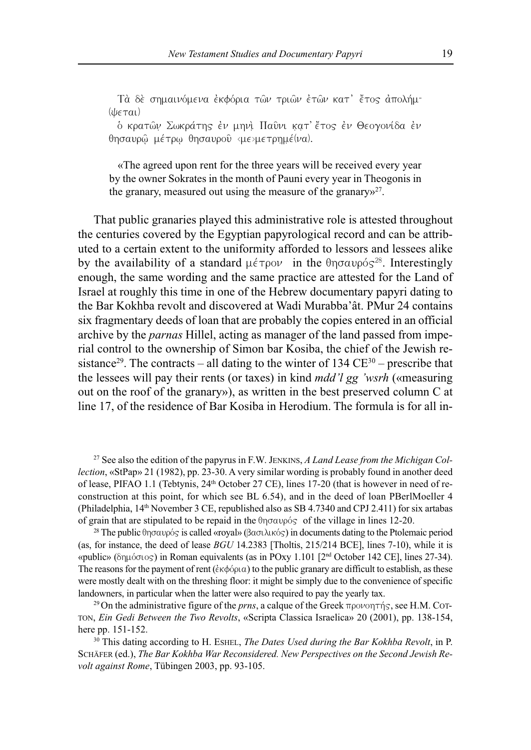Τὰ δὲ σημαινόμενα ἐκφόρια τῶν τριῶν ἐτῶν κατ᾽ ἔτος ἀπολήμ-(ψεται)

ὁ κρατῶ̣ν̣ Σωκράτης ἐν μηνὶ Παῦνι κ̣α̣τ᾽ ἔτος ἐν Θεογονίδα ἐν θησαυρῷ μέτρῳ θησαυροῦ ‹με›μετρημέ(να).

«The agreed upon rent for the three years will be received every year by the owner Sokrates in the month of Pauni every year in Theogonis in the granary, measured out using the measure of the granary»[27].

That public granaries played this administrative role is attested throughout the centuries covered by the Egyptian papyrological record and can be attributed to a certain extent to the uniformity afforded to lessors and lessees alike by the availability of a standard μέτρον in the θησαυρός[28]. Interestingly enough, the same wording and the same practice are attested for the Land of Israel at roughly this time in one of the Hebrew documentary papyri dating to the Bar Kokhba revolt and discovered at Wadi Murabba'ât. PMur 24 contains six fragmentary deeds of loan that are probably the copies entered in an official archive by the *parnas* Hillel, acting as manager of the land passed from imperial control to the ownership of Simon bar Kosiba, the chief of the Jewish resistance[29]. The contracts – all dating to the winter of 134 CE[30] – prescribe that the lessees will pay their rents (or taxes) in kind *mdd'l gg 'wsrh* («measuring out on the roof of the granary»), as written in the best preserved column C at line 17, of the residence of Bar Kosiba in Herodium. The formula is for all in-

[27] See also the edition of the papyrus in F.W. Jenkins, *A Land Lease from the Michigan Collection*, «StPap» 21 (1982), pp. 23-30. A very similar wording is probably found in another deed of lease, PIFAO 1.1 (Tebtynis, 24th October 27 CE), lines 17-20 (that is however in need of reconstruction at this point, for which see BL 6.54), and in the deed of loan PBerlMoeller 4 (Philadelphia, 14th November 3 CE, republished also as SB 4.7340 and CPJ 2.411) for six artabas of grain that are stipulated to be repaid in the θησαυρός of the village in lines 12-20.

[28] The public θησαυρός is called «royal» (βασιλικός) in documents dating to the Ptolemaic period (as, for instance, the deed of lease *BGU* 14.2383 [Tholtis, 215/214 BCE], lines 7-10), while it is «public» (δημόσιος) in Roman equivalents (as in POxy 1.101 [2nd October 142 CE], lines 27-34). The reasons for the payment of rent (ἐκφόρια) to the public granary are difficult to establish, as these were mostly dealt with on the threshing floor: it might be simply due to the convenience of specific landowners, in particular when the latter were also required to pay the yearly tax.

[29] On the administrative figure of the *prns*, a calque of the Greek προνοητής, see H.M. Cotton, *Ein Gedi Between the Two Revolts*, «Scripta Classica Israelica» 20 (2001), pp. 138-154, here pp. 151-152.

[30] This dating according to H. Eshel, *The Dates Used during the Bar Kokhba Revolt*, in P. Schäfer (ed.), *The Bar Kokhba War Reconsidered. New Perspectives on the Second Jewish Revolt against Rome*, Tübingen 2003, pp. 93-105.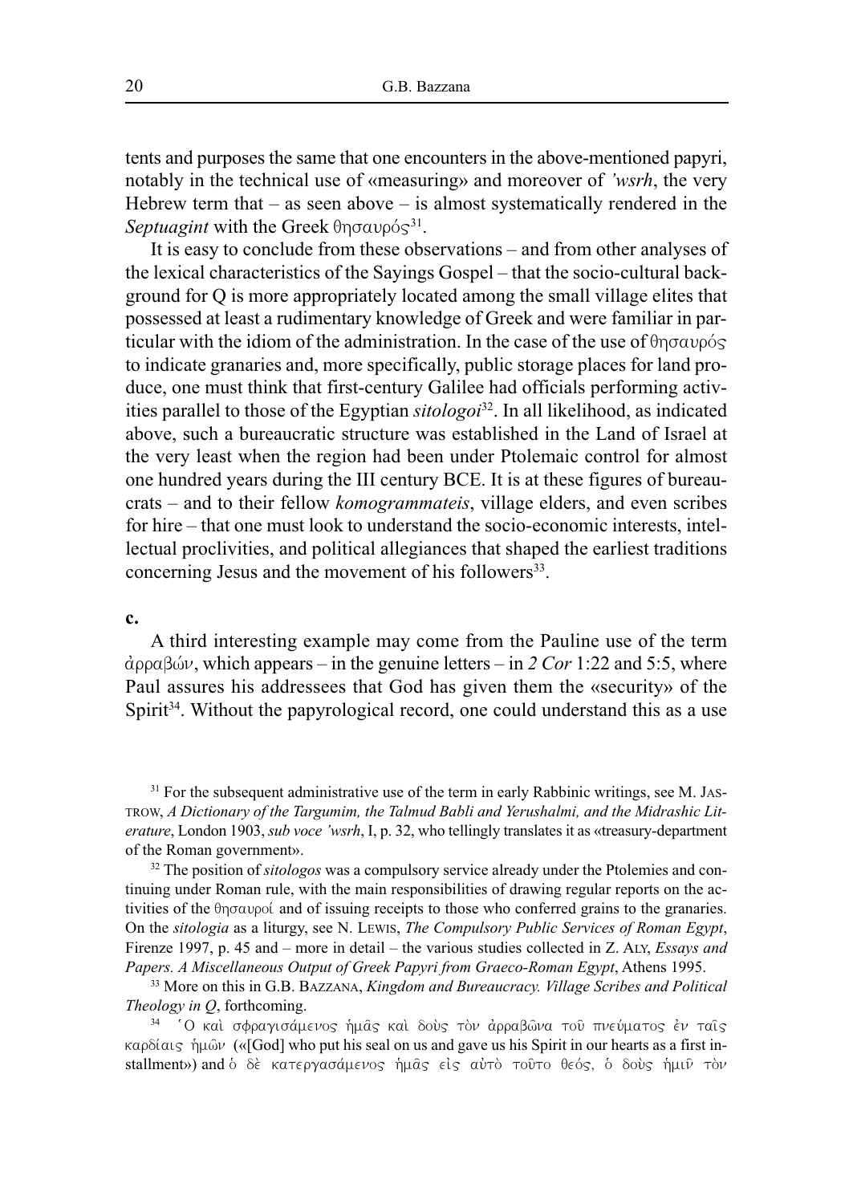tents and purposes the same that one encounters in the above-mentioned papyri, notably in the technical use of «measuring» and moreover of *'wsrh*, the very Hebrew term that – as seen above – is almost systematically rendered in the *Septuagint* with the Greek θησαυρός[31].

It is easy to conclude from these observations – and from other analyses of the lexical characteristics of the Sayings Gospel – that the socio-cultural background for Q is more appropriately located among the small village elites that possessed at least a rudimentary knowledge of Greek and were familiar in particular with the idiom of the administration. In the case of the use of θησαυρός to indicate granaries and, more specifically, public storage places for land produce, one must think that first-century Galilee had officials performing activities parallel to those of the Egyptian *sitologoi*[32]. In all likelihood, as indicated above, such a bureaucratic structure was established in the Land of Israel at the very least when the region had been under Ptolemaic control for almost one hundred years during the III century BCE. It is at these figures of bureaucrats – and to their fellow *komogrammateis*, village elders, and even scribes for hire – that one must look to understand the socio-economic interests, intellectual proclivities, and political allegiances that shaped the earliest traditions concerning Jesus and the movement of his followers[33].

**c.**

A third interesting example may come from the Pauline use of the term ἀρραβών, which appears – in the genuine letters – in *2 Cor* 1:22 and 5:5, where Paul assures his addressees that God has given them the «security» of the Spirit[34]. Without the papyrological record, one could understand this as a use

[31] For the subsequent administrative use of the term in early Rabbinic writings, see M. JASTROW, *A Dictionary of the Targumim, the Talmud Babli and Yerushalmi, and the Midrashic Literature*, London 1903, *sub voce 'wsrh*, I, p. 32, who tellingly translates it as «treasury-department of the Roman government».

[32] The position of *sitologos* was a compulsory service already under the Ptolemies and continuing under Roman rule, with the main responsibilities of drawing regular reports on the activities of the θησαυροί and of issuing receipts to those who conferred grains to the granaries. On the *sitologia* as a liturgy, see N. LEWIS, *The Compulsory Public Services of Roman Egypt*, Firenze 1997, p. 45 and – more in detail – the various studies collected in Z. ALY, *Essays and Papers. A Miscellaneous Output of Greek Papyri from Graeco-Roman Egypt*, Athens 1995.

[33] More on this in G.B. BAZZANA, *Kingdom and Bureaucracy. Village Scribes and Political Theology in Q*, forthcoming.

[34] Ὁ καὶ σφραγισάμενος ἡμᾶς καὶ δοὺς τὸν ἀρραβῶνα τοῦ πνεύματος ἐν ταῖς καρδίαις ἡμῶν («[God] who put his seal on us and gave us his Spirit in our hearts as a first installment») and ὁ δὲ κατεργασάμενος ἡμᾶς εἰς αὐτὸ τοῦτο θεός, ὁ δοὺς ἡμῖν τὸν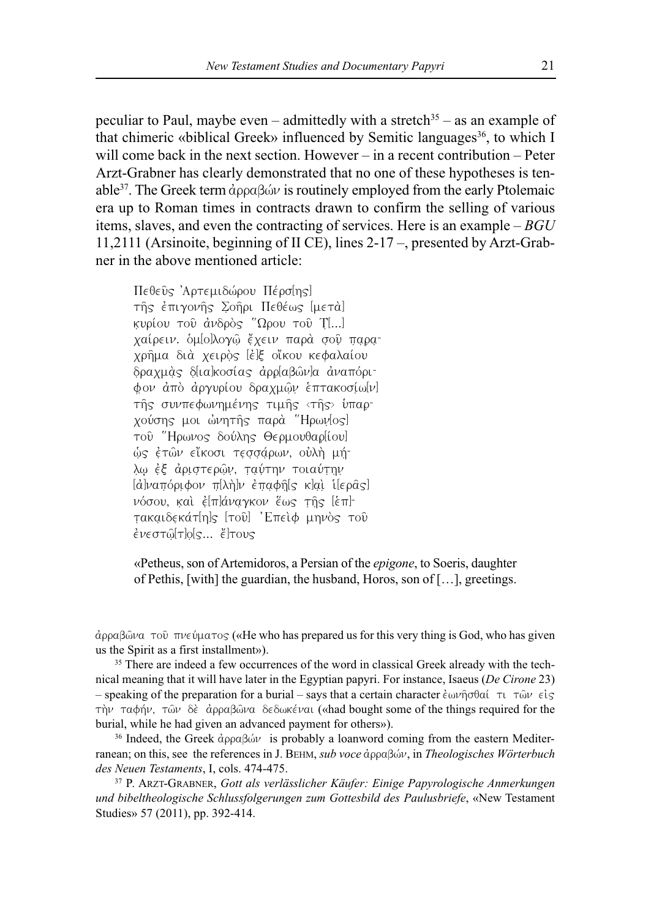peculiar to Paul, maybe even – admittedly with a stretch[35] – as an example of that chimeric «biblical Greek» influenced by Semitic languages[36], to which I will come back in the next section. However – in a recent contribution – Peter Arzt-Grabner has clearly demonstrated that no one of these hypotheses is tenable[37]. The Greek term ἀρραβών is routinely employed from the early Ptolemaic era up to Roman times in contracts drawn to confirm the selling of various items, slaves, and even the contracting of services. Here is an example – *BGU* 11,2111 (Arsinoite, beginning of II CE), lines 2-17 –, presented by Arzt-Grabner in the above mentioned article:

> Πεθεῦς Ἀρτεμιδώρου Πέρσ[ης]
> τῆς ἐπιγονῆς Σοῆρι Πεθέως [μετὰ]
> ḳυρίου τοῦ ἀνδρὸς Ὥρου τοῦ Ṭ[...]
> χαίρειν. ὁμ[ο]λογῶ ἔχειν παρὰ σοῦ π̣α̣ρα-
> χρῆμα διὰ χειρὸ̣ς [ἐ]ξ οἴκου κεφαλαίου
> δ̣ραχμὰ̣ς δ[ια]κοσίας ἀρρ[αβῶν]α ἀναπόρι-
> φον ἀπὸ ἀργυρίου δραχμῶ̣ν̣ ἑπτακοσί̣ω̣[ν]
> τῆς συνπεφωνημένης τιμῆς ‹τῆς› ὑπαρ-
> χούσης μοι ὠνητῆς παρὰ Ἥρων̣[ος]
> τοῦ Ἥρωνος δούλης Θερμουθαρ̣[ίου]
> ὡ̣ς ἐτῶν εἴκοσι τεσσάρων, οὐλὴ μή-
> λῳ ἐξ ἀριστερῶ̣ν̣, τ̣αύτην τοιαύτην
> [ἀ]ναπόριφον π̣[λὴ]ν ἐπ̣αφῆ[ς κ]α̣ὶ ἱ[ερᾶς]
> νόσου, κ̣αὶ ἐ̣[π]άνα̣γκον ἕως τ̣ῆς [ἑπ]-
> τ̣ακ̣αιδεκάτ[η]ς [τοῦ] Ἐπεὶφ μηνὸς τοῦ
> ἐνεστῶ̣[τ]ο̣[ς... ἔ]τους
>
> «Petheus, son of Artemidoros, a Persian of the *epigone*, to Soeris, daughter of Pethis, [with] the guardian, the husband, Horos, son of [...], greetings.

---

ἀρραβῶνα τοῦ πνεύματος («He who has prepared us for this very thing is God, who has given us the Spirit as a first installment»).

[35] There are indeed a few occurrences of the word in classical Greek already with the technical meaning that it will have later in the Egyptian papyri. For instance, Isaeus (*De Cirone* 23) – speaking of the preparation for a burial – says that a certain character ἐωνῆσθαί τι τῶν εἰς τὴν ταφήν, τῶν δὲ ἀρραβῶνα δεδωκέναι («had bought some of the things required for the burial, while he had given an advanced payment for others»).

[36] Indeed, the Greek ἀρραβών is probably a loanword coming from the eastern Mediterranean; on this, see the references in J. Behm, *sub voce* ἀρραβών, in *Theologisches Wörterbuch des Neuen Testaments*, I, cols. 474-475.

[37] P. Arzt-Grabner, *Gott als verlässlicher Käufer: Einige Papyrologische Anmerkungen und bibeltheologische Schlussfolgerungen zum Gottesbild des Paulusbriefe*, «New Testament Studies» 57 (2011), pp. 392-414.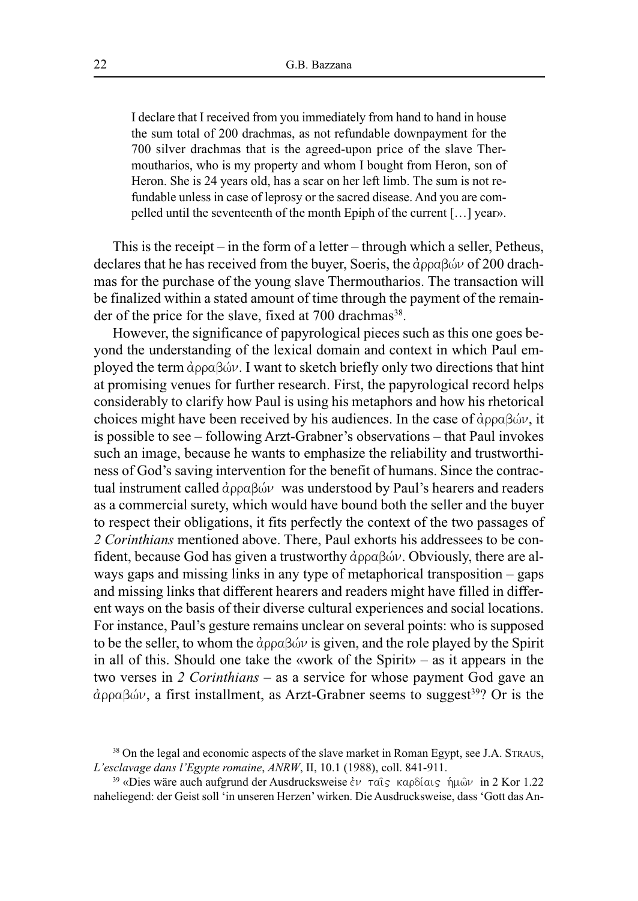> I declare that I received from you immediately from hand to hand in house the sum total of 200 drachmas, as not refundable downpayment for the 700 silver drachmas that is the agreed-upon price of the slave Thermoutharios, who is my property and whom I bought from Heron, son of Heron. She is 24 years old, has a scar on her left limb. The sum is not refundable unless in case of leprosy or the sacred disease. And you are compelled until the seventeenth of the month Epiph of the current […] year».

This is the receipt – in the form of a letter – through which a seller, Petheus, declares that he has received from the buyer, Soeris, the ἀρραβών of 200 drachmas for the purchase of the young slave Thermoutharios. The transaction will be finalized within a stated amount of time through the payment of the remainder of the price for the slave, fixed at 700 drachmas[38].

However, the significance of papyrological pieces such as this one goes beyond the understanding of the lexical domain and context in which Paul employed the term ἀρραβών. I want to sketch briefly only two directions that hint at promising venues for further research. First, the papyrological record helps considerably to clarify how Paul is using his metaphors and how his rhetorical choices might have been received by his audiences. In the case of ἀρραβών, it is possible to see – following Arzt-Grabner's observations – that Paul invokes such an image, because he wants to emphasize the reliability and trustworthiness of God's saving intervention for the benefit of humans. Since the contractual instrument called ἀρραβών was understood by Paul's hearers and readers as a commercial surety, which would have bound both the seller and the buyer to respect their obligations, it fits perfectly the context of the two passages of *2 Corinthians* mentioned above. There, Paul exhorts his addressees to be confident, because God has given a trustworthy ἀρραβών. Obviously, there are always gaps and missing links in any type of metaphorical transposition – gaps and missing links that different hearers and readers might have filled in different ways on the basis of their diverse cultural experiences and social locations. For instance, Paul's gesture remains unclear on several points: who is supposed to be the seller, to whom the ἀρραβών is given, and the role played by the Spirit in all of this. Should one take the «work of the Spirit» – as it appears in the two verses in *2 Corinthians* – as a service for whose payment God gave an ἀρραβών, a first installment, as Arzt-Grabner seems to suggest[39]? Or is the

---

[38] On the legal and economic aspects of the slave market in Roman Egypt, see J.A. Straus, *L'esclavage dans l'Egypte romaine*, *ANRW*, II, 10.1 (1988), coll. 841-911.

[39] «Dies wäre auch aufgrund der Ausdrucksweise ἐν ταῖς καρδίαις ἡμῶν in 2 Kor 1.22 naheliegend: der Geist soll 'in unseren Herzen' wirken. Die Ausdrucksweise, dass 'Gott das An-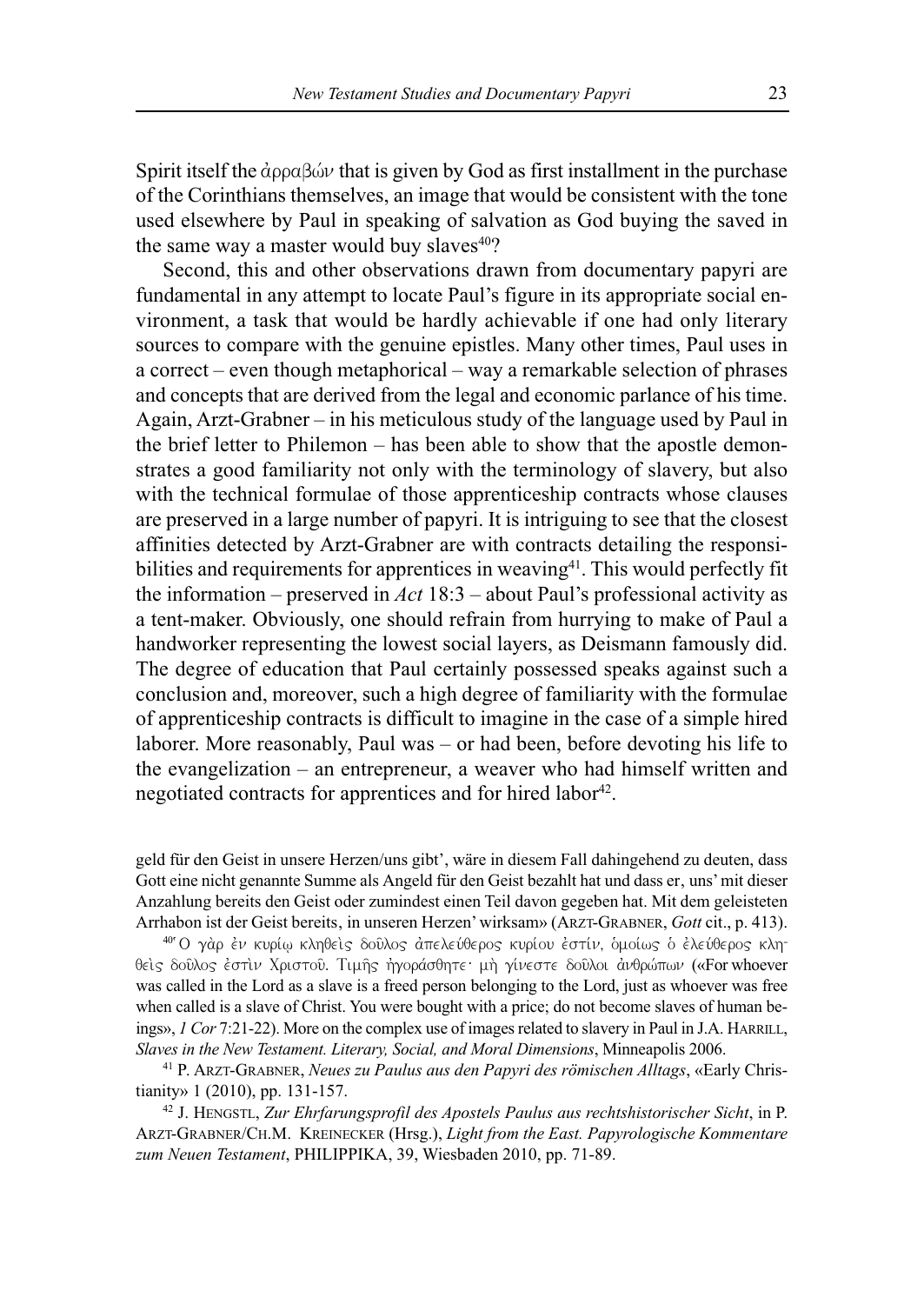Spirit itself the ἀρραβών that is given by God as first installment in the purchase of the Corinthians themselves, an image that would be consistent with the tone used elsewhere by Paul in speaking of salvation as God buying the saved in the same way a master would buy slaves[40]?

Second, this and other observations drawn from documentary papyri are fundamental in any attempt to locate Paul's figure in its appropriate social environment, a task that would be hardly achievable if one had only literary sources to compare with the genuine epistles. Many other times, Paul uses in a correct – even though metaphorical – way a remarkable selection of phrases and concepts that are derived from the legal and economic parlance of his time. Again, Arzt-Grabner – in his meticulous study of the language used by Paul in the brief letter to Philemon – has been able to show that the apostle demonstrates a good familiarity not only with the terminology of slavery, but also with the technical formulae of those apprenticeship contracts whose clauses are preserved in a large number of papyri. It is intriguing to see that the closest affinities detected by Arzt-Grabner are with contracts detailing the responsibilities and requirements for apprentices in weaving[41]. This would perfectly fit the information – preserved in *Act* 18:3 – about Paul's professional activity as a tent-maker. Obviously, one should refrain from hurrying to make of Paul a handworker representing the lowest social layers, as Deismann famously did. The degree of education that Paul certainly possessed speaks against such a conclusion and, moreover, such a high degree of familiarity with the formulae of apprenticeship contracts is difficult to imagine in the case of a simple hired laborer. More reasonably, Paul was – or had been, before devoting his life to the evangelization – an entrepreneur, a weaver who had himself written and negotiated contracts for apprentices and for hired labor[42].

---

geld für den Geist in unsere Herzen/uns gibt', wäre in diesem Fall dahingehend zu deuten, dass Gott eine nicht genannte Summe als Angeld für den Geist bezahlt hat und dass er, uns' mit dieser Anzahlung bereits den Geist oder zumindest einen Teil davon gegeben hat. Mit dem geleisteten Arrhabon ist der Geist bereits, in unseren Herzen' wirksam» (ARZT-GRABNER, *Gott* cit., p. 413).

[40] Ὁ γὰρ ἐν κυρίῳ κληθεὶς δοῦλος ἀπελεύθερος κυρίου ἐστίν, ὁμοίως ὁ ἐλεύθερος κληθεὶς δοῦλός ἐστιν Χριστοῦ. Τιμῆς ἠγοράσθητε· μὴ γίνεστε δοῦλοι ἀνθρώπων («For whoever was called in the Lord as a slave is a freed person belonging to the Lord, just as whoever was free when called is a slave of Christ. You were bought with a price; do not become slaves of human beings», *1 Cor* 7:21-22). More on the complex use of images related to slavery in Paul in J.A. HARRILL, *Slaves in the New Testament. Literary, Social, and Moral Dimensions*, Minneapolis 2006.

[41] P. ARZT-GRABNER, *Neues zu Paulus aus den Papyri des römischen Alltags*, «Early Christianity» 1 (2010), pp. 131-157.

[42] J. HENGSTL, *Zur Ehrfarungsprofil des Apostels Paulus aus rechtshistorischer Sicht*, in P. ARZT-GRABNER/CH.M. KREINECKER (Hrsg.), *Light from the East. Papyrologische Kommentare zum Neuen Testament*, PHILIPPIKA, 39, Wiesbaden 2010, pp. 71-89.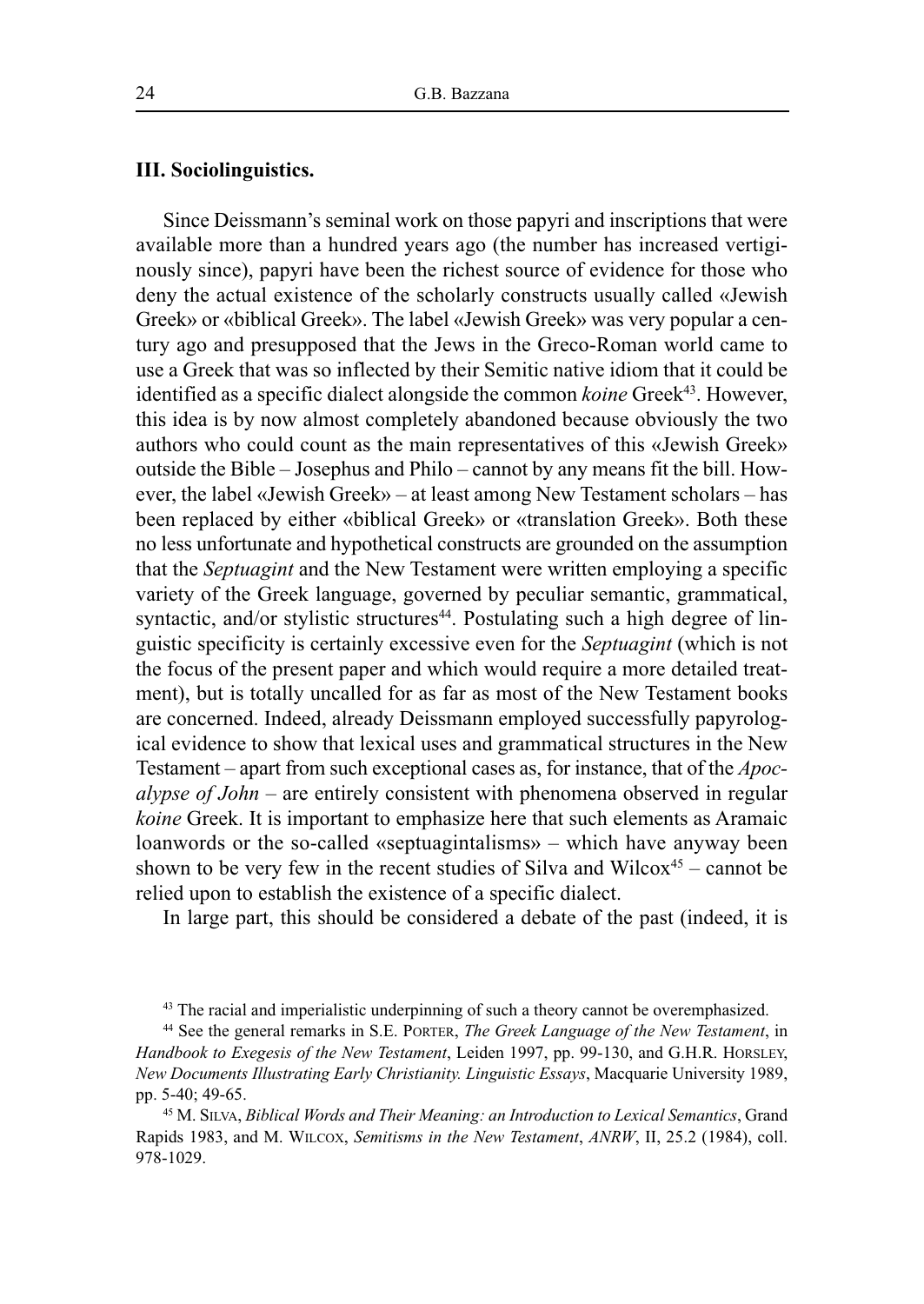### III. Sociolinguistics.

Since Deissmann's seminal work on those papyri and inscriptions that were available more than a hundred years ago (the number has increased vertiginously since), papyri have been the richest source of evidence for those who deny the actual existence of the scholarly constructs usually called «Jewish Greek» or «biblical Greek». The label «Jewish Greek» was very popular a century ago and presupposed that the Jews in the Greco-Roman world came to use a Greek that was so inflected by their Semitic native idiom that it could be identified as a specific dialect alongside the common *koine* Greek[43]. However, this idea is by now almost completely abandoned because obviously the two authors who could count as the main representatives of this «Jewish Greek» outside the Bible – Josephus and Philo – cannot by any means fit the bill. However, the label «Jewish Greek» – at least among New Testament scholars – has been replaced by either «biblical Greek» or «translation Greek». Both these no less unfortunate and hypothetical constructs are grounded on the assumption that the *Septuagint* and the New Testament were written employing a specific variety of the Greek language, governed by peculiar semantic, grammatical, syntactic, and/or stylistic structures[44]. Postulating such a high degree of linguistic specificity is certainly excessive even for the *Septuagint* (which is not the focus of the present paper and which would require a more detailed treatment), but is totally uncalled for as far as most of the New Testament books are concerned. Indeed, already Deissmann employed successfully papyrological evidence to show that lexical uses and grammatical structures in the New Testament – apart from such exceptional cases as, for instance, that of the *Apocalypse of John* – are entirely consistent with phenomena observed in regular *koine* Greek. It is important to emphasize here that such elements as Aramaic loanwords or the so-called «septuagintalisms» – which have anyway been shown to be very few in the recent studies of Silva and Wilcox[45] – cannot be relied upon to establish the existence of a specific dialect.

In large part, this should be considered a debate of the past (indeed, it is

[43] The racial and imperialistic underpinning of such a theory cannot be overemphasized.

[44] See the general remarks in S.E. Porter, *The Greek Language of the New Testament*, in *Handbook to Exegesis of the New Testament*, Leiden 1997, pp. 99-130, and G.H.R. Horsley, *New Documents Illustrating Early Christianity. Linguistic Essays*, Macquarie University 1989, pp. 5-40; 49-65.

[45] M. Silva, *Biblical Words and Their Meaning: an Introduction to Lexical Semantics*, Grand Rapids 1983, and M. Wilcox, *Semitisms in the New Testament*, *ANRW*, II, 25.2 (1984), coll. 978-1029.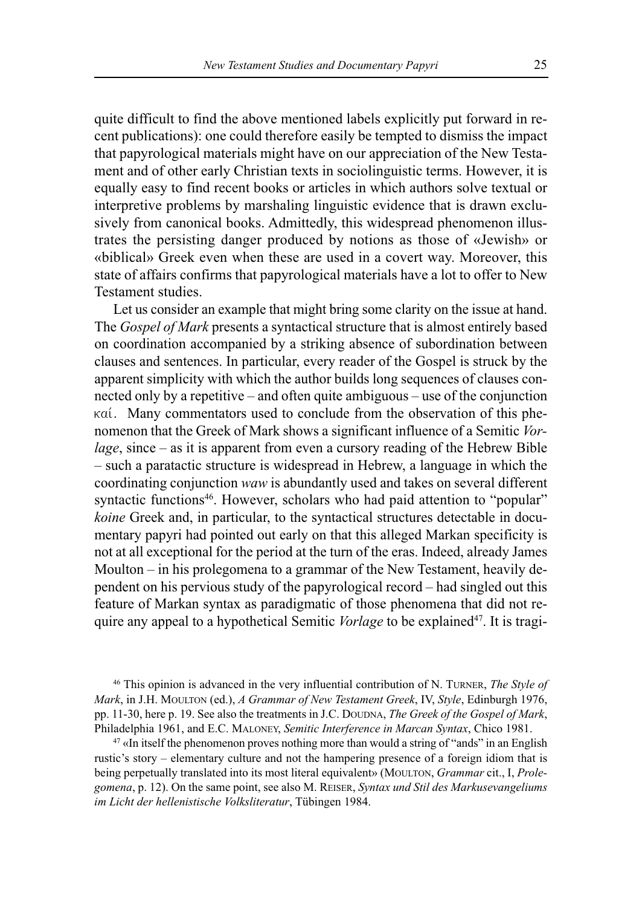quite difficult to find the above mentioned labels explicitly put forward in recent publications): one could therefore easily be tempted to dismiss the impact that papyrological materials might have on our appreciation of the New Testament and of other early Christian texts in sociolinguistic terms. However, it is equally easy to find recent books or articles in which authors solve textual or interpretive problems by marshaling linguistic evidence that is drawn exclusively from canonical books. Admittedly, this widespread phenomenon illustrates the persisting danger produced by notions as those of «Jewish» or «biblical» Greek even when these are used in a covert way. Moreover, this state of affairs confirms that papyrological materials have a lot to offer to New Testament studies.

Let us consider an example that might bring some clarity on the issue at hand. The *Gospel of Mark* presents a syntactical structure that is almost entirely based on coordination accompanied by a striking absence of subordination between clauses and sentences. In particular, every reader of the Gospel is struck by the apparent simplicity with which the author builds long sequences of clauses connected only by a repetitive – and often quite ambiguous – use of the conjunction καί. Many commentators used to conclude from the observation of this phenomenon that the Greek of Mark shows a significant influence of a Semitic *Vorlage*, since – as it is apparent from even a cursory reading of the Hebrew Bible – such a paratactic structure is widespread in Hebrew, a language in which the coordinating conjunction *waw* is abundantly used and takes on several different syntactic functions[46]. However, scholars who had paid attention to "popular" *koine* Greek and, in particular, to the syntactical structures detectable in documentary papyri had pointed out early on that this alleged Markan specificity is not at all exceptional for the period at the turn of the eras. Indeed, already James Moulton – in his prolegomena to a grammar of the New Testament, heavily dependent on his pervious study of the papyrological record – had singled out this feature of Markan syntax as paradigmatic of those phenomena that did not require any appeal to a hypothetical Semitic *Vorlage* to be explained[47]. It is tragi-

[46] This opinion is advanced in the very influential contribution of N. TURNER, *The Style of Mark*, in J.H. MOULTON (ed.), *A Grammar of New Testament Greek*, IV, *Style*, Edinburgh 1976, pp. 11-30, here p. 19. See also the treatments in J.C. DOUDNA, *The Greek of the Gospel of Mark*, Philadelphia 1961, and E.C. MALONEY, *Semitic Interference in Marcan Syntax*, Chico 1981.

[47] «In itself the phenomenon proves nothing more than would a string of "ands" in an English rustic's story – elementary culture and not the hampering presence of a foreign idiom that is being perpetually translated into its most literal equivalent» (MOULTON, *Grammar* cit., I, *Prolegomena*, p. 12). On the same point, see also M. REISER, *Syntax und Stil des Markusevangeliums im Licht der hellenistische Volksliteratur*, Tübingen 1984.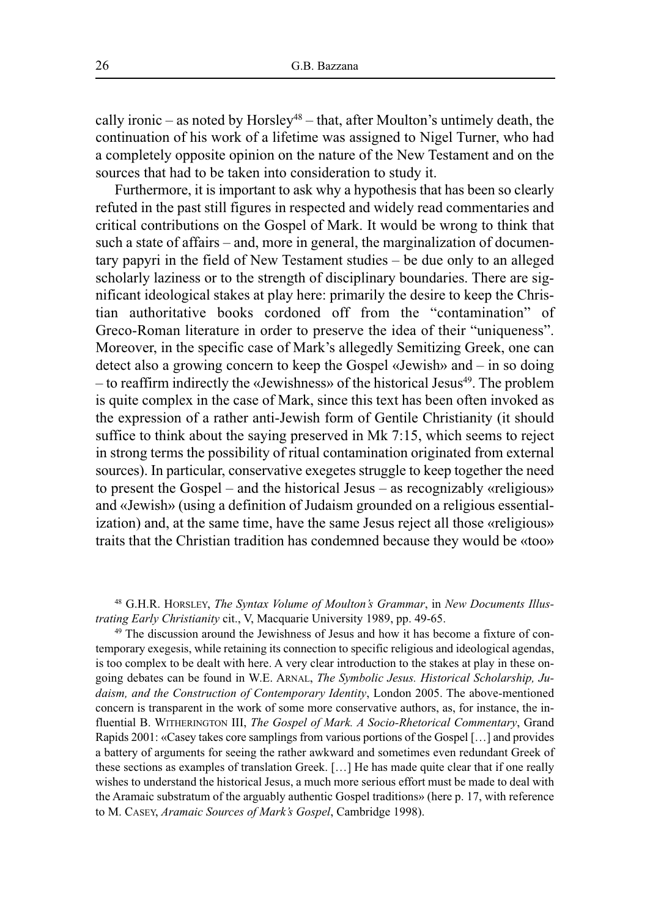cally ironic – as noted by Horsley[48] – that, after Moulton's untimely death, the continuation of his work of a lifetime was assigned to Nigel Turner, who had a completely opposite opinion on the nature of the New Testament and on the sources that had to be taken into consideration to study it.

Furthermore, it is important to ask why a hypothesis that has been so clearly refuted in the past still figures in respected and widely read commentaries and critical contributions on the Gospel of Mark. It would be wrong to think that such a state of affairs – and, more in general, the marginalization of documentary papyri in the field of New Testament studies – be due only to an alleged scholarly laziness or to the strength of disciplinary boundaries. There are significant ideological stakes at play here: primarily the desire to keep the Christian authoritative books cordoned off from the "contamination" of Greco-Roman literature in order to preserve the idea of their "uniqueness". Moreover, in the specific case of Mark's allegedly Semitizing Greek, one can detect also a growing concern to keep the Gospel «Jewish» and – in so doing – to reaffirm indirectly the «Jewishness» of the historical Jesus[49]. The problem is quite complex in the case of Mark, since this text has been often invoked as the expression of a rather anti-Jewish form of Gentile Christianity (it should suffice to think about the saying preserved in Mk 7:15, which seems to reject in strong terms the possibility of ritual contamination originated from external sources). In particular, conservative exegetes struggle to keep together the need to present the Gospel – and the historical Jesus – as recognizably «religious» and «Jewish» (using a definition of Judaism grounded on a religious essentialization) and, at the same time, have the same Jesus reject all those «religious» traits that the Christian tradition has condemned because they would be «too»

[48] G.H.R. Horsley, *The Syntax Volume of Moulton's Grammar*, in *New Documents Illustrating Early Christianity* cit., V, Macquarie University 1989, pp. 49-65.

[49] The discussion around the Jewishness of Jesus and how it has become a fixture of contemporary exegesis, while retaining its connection to specific religious and ideological agendas, is too complex to be dealt with here. A very clear introduction to the stakes at play in these ongoing debates can be found in W.E. Arnal, *The Symbolic Jesus. Historical Scholarship, Judaism, and the Construction of Contemporary Identity*, London 2005. The above-mentioned concern is transparent in the work of some more conservative authors, as, for instance, the influential B. Witherington III, *The Gospel of Mark. A Socio-Rhetorical Commentary*, Grand Rapids 2001: «Casey takes core samplings from various portions of the Gospel […] and provides a battery of arguments for seeing the rather awkward and sometimes even redundant Greek of these sections as examples of translation Greek. […] He has made quite clear that if one really wishes to understand the historical Jesus, a much more serious effort must be made to deal with the Aramaic substratum of the arguably authentic Gospel traditions» (here p. 17, with reference to M. Casey, *Aramaic Sources of Mark's Gospel*, Cambridge 1998).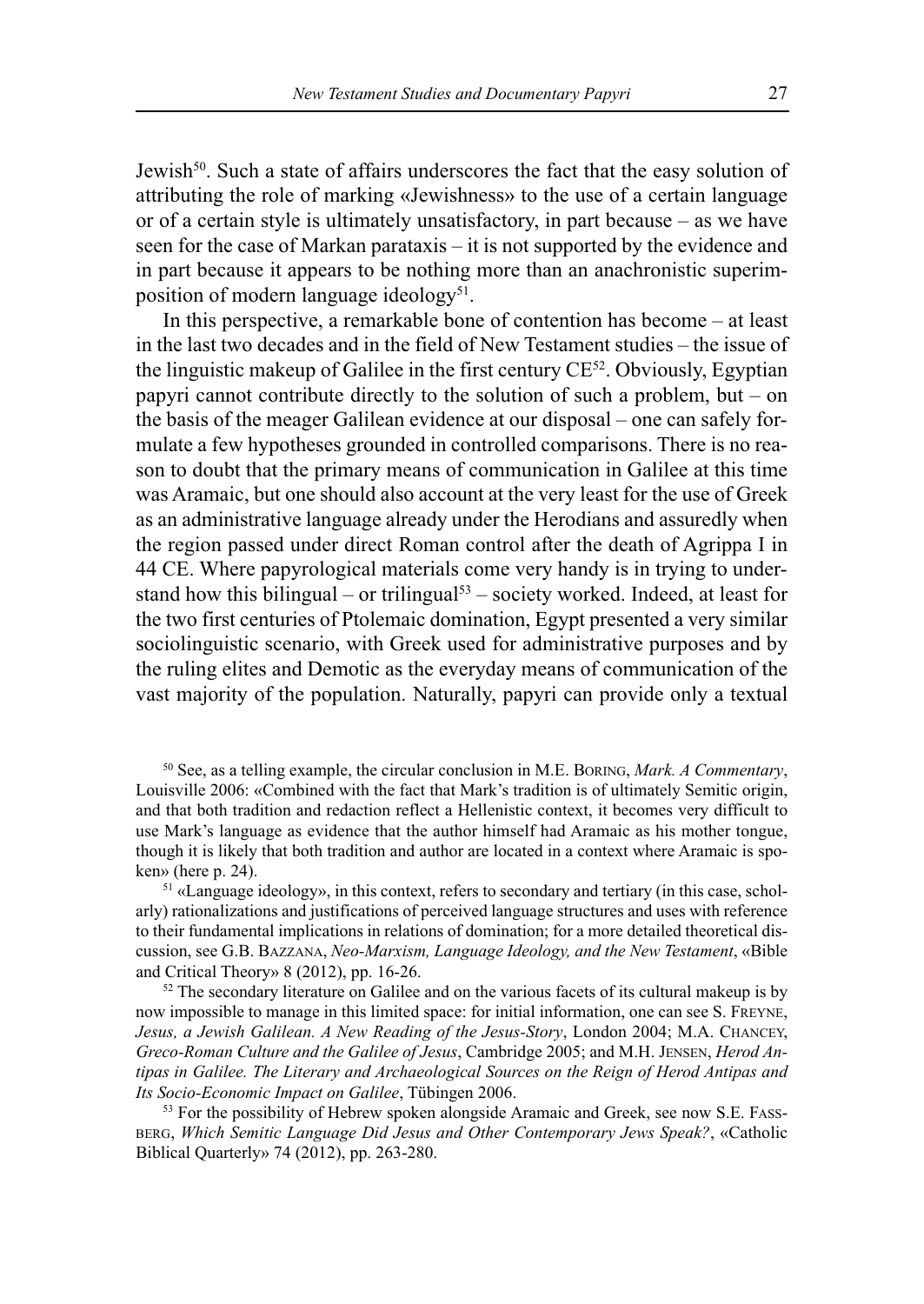Jewish[50]. Such a state of affairs underscores the fact that the easy solution of attributing the role of marking «Jewishness» to the use of a certain language or of a certain style is ultimately unsatisfactory, in part because – as we have seen for the case of Markan parataxis – it is not supported by the evidence and in part because it appears to be nothing more than an anachronistic superimposition of modern language ideology[51].

In this perspective, a remarkable bone of contention has become – at least in the last two decades and in the field of New Testament studies – the issue of the linguistic makeup of Galilee in the first century CE[52]. Obviously, Egyptian papyri cannot contribute directly to the solution of such a problem, but – on the basis of the meager Galilean evidence at our disposal – one can safely formulate a few hypotheses grounded in controlled comparisons. There is no reason to doubt that the primary means of communication in Galilee at this time was Aramaic, but one should also account at the very least for the use of Greek as an administrative language already under the Herodians and assuredly when the region passed under direct Roman control after the death of Agrippa I in 44 CE. Where papyrological materials come very handy is in trying to understand how this bilingual – or trilingual[53] – society worked. Indeed, at least for the two first centuries of Ptolemaic domination, Egypt presented a very similar sociolinguistic scenario, with Greek used for administrative purposes and by the ruling elites and Demotic as the everyday means of communication of the vast majority of the population. Naturally, papyri can provide only a textual

[50] See, as a telling example, the circular conclusion in M.E. Boring, *Mark. A Commentary*, Louisville 2006: «Combined with the fact that Mark's tradition is of ultimately Semitic origin, and that both tradition and redaction reflect a Hellenistic context, it becomes very difficult to use Mark's language as evidence that the author himself had Aramaic as his mother tongue, though it is likely that both tradition and author are located in a context where Aramaic is spoken» (here p. 24).

[51] «Language ideology», in this context, refers to secondary and tertiary (in this case, scholarly) rationalizations and justifications of perceived language structures and uses with reference to their fundamental implications in relations of domination; for a more detailed theoretical discussion, see G.B. Bazzana, *Neo-Marxism, Language Ideology, and the New Testament*, «Bible and Critical Theory» 8 (2012), pp. 16-26.

[52] The secondary literature on Galilee and on the various facets of its cultural makeup is by now impossible to manage in this limited space: for initial information, one can see S. Freyne, *Jesus, a Jewish Galilean. A New Reading of the Jesus-Story*, London 2004; M.A. Chancey, *Greco-Roman Culture and the Galilee of Jesus*, Cambridge 2005; and M.H. Jensen, *Herod Antipas in Galilee. The Literary and Archaeological Sources on the Reign of Herod Antipas and Its Socio-Economic Impact on Galilee*, Tübingen 2006.

[53] For the possibility of Hebrew spoken alongside Aramaic and Greek, see now S.E. Fassberg, *Which Semitic Language Did Jesus and Other Contemporary Jews Speak?*, «Catholic Biblical Quarterly» 74 (2012), pp. 263-280.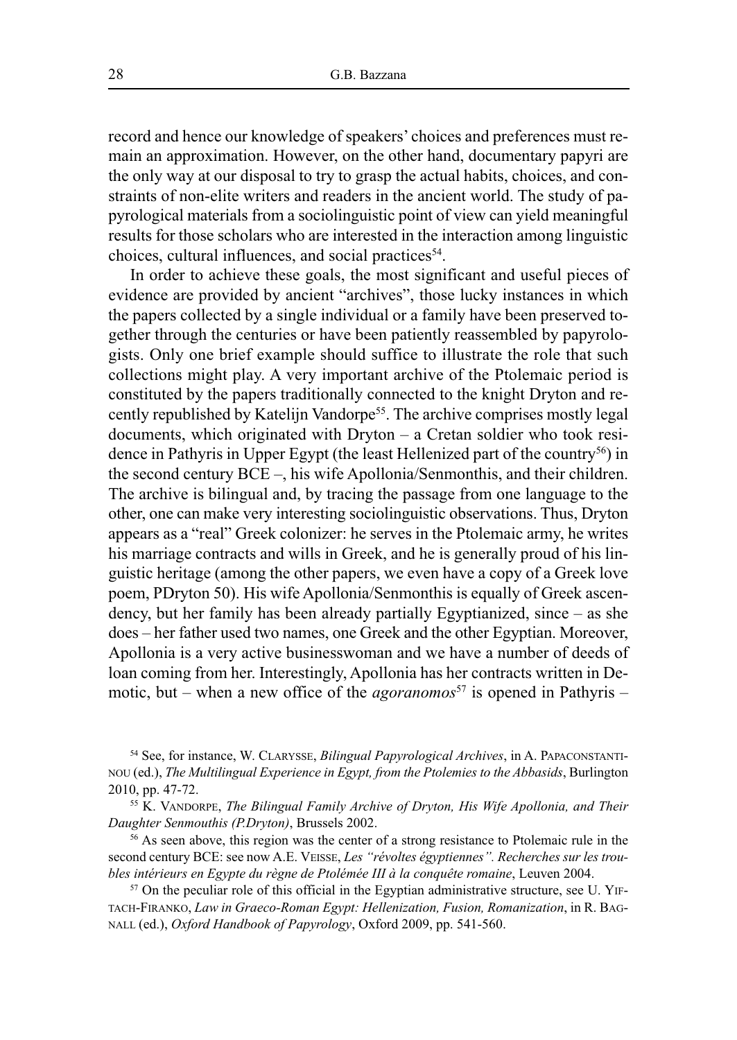record and hence our knowledge of speakers' choices and preferences must remain an approximation. However, on the other hand, documentary papyri are the only way at our disposal to try to grasp the actual habits, choices, and constraints of non-elite writers and readers in the ancient world. The study of papyrological materials from a sociolinguistic point of view can yield meaningful results for those scholars who are interested in the interaction among linguistic choices, cultural influences, and social practices[54].

In order to achieve these goals, the most significant and useful pieces of evidence are provided by ancient "archives", those lucky instances in which the papers collected by a single individual or a family have been preserved together through the centuries or have been patiently reassembled by papyrologists. Only one brief example should suffice to illustrate the role that such collections might play. A very important archive of the Ptolemaic period is constituted by the papers traditionally connected to the knight Dryton and recently republished by Katelijn Vandorpe[55]. The archive comprises mostly legal documents, which originated with Dryton – a Cretan soldier who took residence in Pathyris in Upper Egypt (the least Hellenized part of the country[56]) in the second century BCE –, his wife Apollonia/Senmonthis, and their children. The archive is bilingual and, by tracing the passage from one language to the other, one can make very interesting sociolinguistic observations. Thus, Dryton appears as a "real" Greek colonizer: he serves in the Ptolemaic army, he writes his marriage contracts and wills in Greek, and he is generally proud of his linguistic heritage (among the other papers, we even have a copy of a Greek love poem, PDryton 50). His wife Apollonia/Senmonthis is equally of Greek ascendency, but her family has been already partially Egyptianized, since – as she does – her father used two names, one Greek and the other Egyptian. Moreover, Apollonia is a very active businesswoman and we have a number of deeds of loan coming from her. Interestingly, Apollonia has her contracts written in Demotic, but – when a new office of the *agoranomos*[57] is opened in Pathyris –

[54] See, for instance, W. Clarysse, *Bilingual Papyrological Archives*, in A. Papaconstantinou (ed.), *The Multilingual Experience in Egypt, from the Ptolemies to the Abbasids*, Burlington 2010, pp. 47-72.

[55] K. Vandorpe, *The Bilingual Family Archive of Dryton, His Wife Apollonia, and Their Daughter Senmouthis (P.Dryton)*, Brussels 2002.

[56] As seen above, this region was the center of a strong resistance to Ptolemaic rule in the second century BCE: see now A.E. Veisse, *Les "révoltes égyptiennes". Recherches sur les troubles intérieurs en Egypte du règne de Ptolémée III à la conquête romaine*, Leuven 2004.

[57] On the peculiar role of this official in the Egyptian administrative structure, see U. Yiftach-Firanko, *Law in Graeco-Roman Egypt: Hellenization, Fusion, Romanization*, in R. Bagnall (ed.), *Oxford Handbook of Papyrology*, Oxford 2009, pp. 541-560.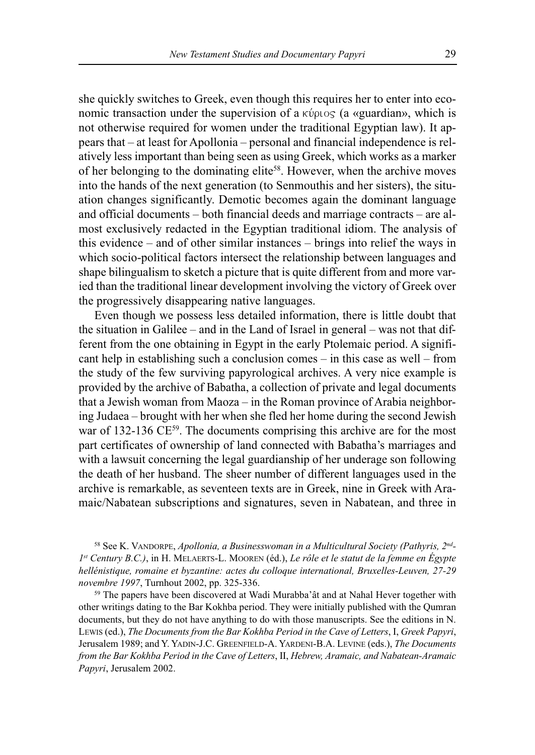she quickly switches to Greek, even though this requires her to enter into economic transaction under the supervision of a κύριος (a «guardian», which is not otherwise required for women under the traditional Egyptian law). It appears that – at least for Apollonia – personal and financial independence is relatively less important than being seen as using Greek, which works as a marker of her belonging to the dominating elite[58]. However, when the archive moves into the hands of the next generation (to Senmouthis and her sisters), the situation changes significantly. Demotic becomes again the dominant language and official documents – both financial deeds and marriage contracts – are almost exclusively redacted in the Egyptian traditional idiom. The analysis of this evidence – and of other similar instances – brings into relief the ways in which socio-political factors intersect the relationship between languages and shape bilingualism to sketch a picture that is quite different from and more varied than the traditional linear development involving the victory of Greek over the progressively disappearing native languages.

Even though we possess less detailed information, there is little doubt that the situation in Galilee – and in the Land of Israel in general – was not that different from the one obtaining in Egypt in the early Ptolemaic period. A significant help in establishing such a conclusion comes – in this case as well – from the study of the few surviving papyrological archives. A very nice example is provided by the archive of Babatha, a collection of private and legal documents that a Jewish woman from Maoza – in the Roman province of Arabia neighboring Judaea – brought with her when she fled her home during the second Jewish war of 132-136 CE[59]. The documents comprising this archive are for the most part certificates of ownership of land connected with Babatha's marriages and with a lawsuit concerning the legal guardianship of her underage son following the death of her husband. The sheer number of different languages used in the archive is remarkable, as seventeen texts are in Greek, nine in Greek with Aramaic/Nabatean subscriptions and signatures, seven in Nabatean, and three in

[58] See K. Vandorpe, *Apollonia, a Businesswoman in a Multicultural Society (Pathyris, 2nd-1st Century B.C.)*, in H. Melaerts-L. Mooren (éd.), *Le rôle et le statut de la femme en Égypte hellénistique, romaine et byzantine: actes du colloque international, Bruxelles-Leuven, 27-29 novembre 1997*, Turnhout 2002, pp. 325-336.

[59] The papers have been discovered at Wadi Murabba'ât and at Nahal Hever together with other writings dating to the Bar Kokhba period. They were initially published with the Qumran documents, but they do not have anything to do with those manuscripts. See the editions in N. Lewis (ed.), *The Documents from the Bar Kokhba Period in the Cave of Letters*, I, *Greek Papyri*, Jerusalem 1989; and Y. Yadin-J.C. Greenfield-A. Yardeni-B.A. Levine (eds.), *The Documents from the Bar Kokhba Period in the Cave of Letters*, II, *Hebrew, Aramaic, and Nabatean-Aramaic Papyri*, Jerusalem 2002.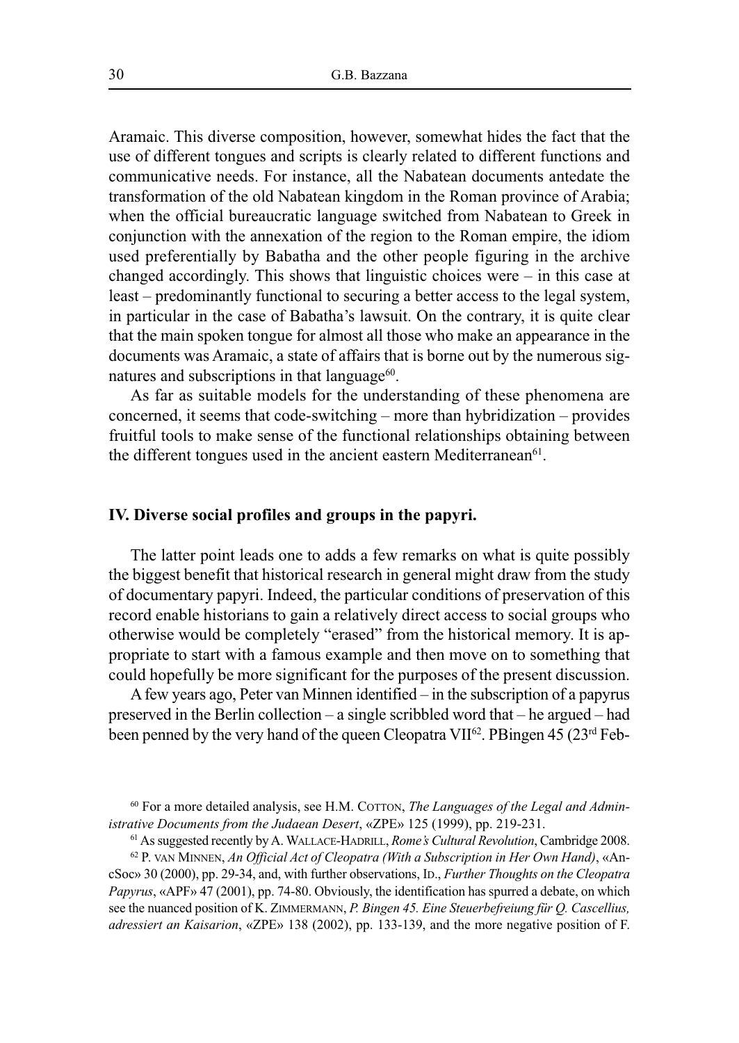Aramaic. This diverse composition, however, somewhat hides the fact that the use of different tongues and scripts is clearly related to different functions and communicative needs. For instance, all the Nabatean documents antedate the transformation of the old Nabatean kingdom in the Roman province of Arabia; when the official bureaucratic language switched from Nabatean to Greek in conjunction with the annexation of the region to the Roman empire, the idiom used preferentially by Babatha and the other people figuring in the archive changed accordingly. This shows that linguistic choices were – in this case at least – predominantly functional to securing a better access to the legal system, in particular in the case of Babatha's lawsuit. On the contrary, it is quite clear that the main spoken tongue for almost all those who make an appearance in the documents was Aramaic, a state of affairs that is borne out by the numerous signatures and subscriptions in that language[60].

As far as suitable models for the understanding of these phenomena are concerned, it seems that code-switching – more than hybridization – provides fruitful tools to make sense of the functional relationships obtaining between the different tongues used in the ancient eastern Mediterranean[61].

## IV. Diverse social profiles and groups in the papyri.

The latter point leads one to adds a few remarks on what is quite possibly the biggest benefit that historical research in general might draw from the study of documentary papyri. Indeed, the particular conditions of preservation of this record enable historians to gain a relatively direct access to social groups who otherwise would be completely "erased" from the historical memory. It is appropriate to start with a famous example and then move on to something that could hopefully be more significant for the purposes of the present discussion.

A few years ago, Peter van Minnen identified – in the subscription of a papyrus preserved in the Berlin collection – a single scribbled word that – he argued – had been penned by the very hand of the queen Cleopatra VII[62]. PBingen 45 (23rd Feb-

[60] For a more detailed analysis, see H.M. COTTON, *The Languages of the Legal and Administrative Documents from the Judaean Desert*, «ZPE» 125 (1999), pp. 219-231.

[61] As suggested recently by A. WALLACE-HADRILL, *Rome's Cultural Revolution*, Cambridge 2008.

[62] P. VAN MINNEN, *An Official Act of Cleopatra (With a Subscription in Her Own Hand)*, «AncSoc» 30 (2000), pp. 29-34, and, with further observations, ID., *Further Thoughts on the Cleopatra Papyrus*, «APF» 47 (2001), pp. 74-80. Obviously, the identification has spurred a debate, on which see the nuanced position of K. ZIMMERMANN, *P. Bingen 45. Eine Steuerbefreiung für Q. Cascellius, adressiert an Kaisarion*, «ZPE» 138 (2002), pp. 133-139, and the more negative position of F.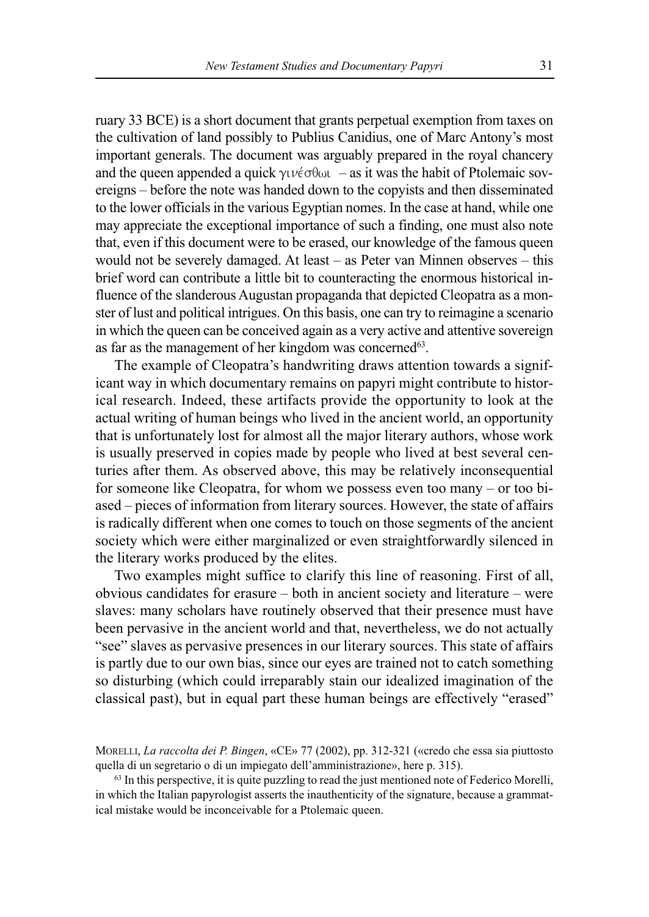ruary 33 BCE) is a short document that grants perpetual exemption from taxes on the cultivation of land possibly to Publius Canidius, one of Marc Antony's most important generals. The document was arguably prepared in the royal chancery and the queen appended a quick γινέσθωι – as it was the habit of Ptolemaic sovereigns – before the note was handed down to the copyists and then disseminated to the lower officials in the various Egyptian nomes. In the case at hand, while one may appreciate the exceptional importance of such a finding, one must also note that, even if this document were to be erased, our knowledge of the famous queen would not be severely damaged. At least – as Peter van Minnen observes – this brief word can contribute a little bit to counteracting the enormous historical influence of the slanderous Augustan propaganda that depicted Cleopatra as a monster of lust and political intrigues. On this basis, one can try to reimagine a scenario in which the queen can be conceived again as a very active and attentive sovereign as far as the management of her kingdom was concerned[63].

The example of Cleopatra's handwriting draws attention towards a significant way in which documentary remains on papyri might contribute to historical research. Indeed, these artifacts provide the opportunity to look at the actual writing of human beings who lived in the ancient world, an opportunity that is unfortunately lost for almost all the major literary authors, whose work is usually preserved in copies made by people who lived at best several centuries after them. As observed above, this may be relatively inconsequential for someone like Cleopatra, for whom we possess even too many – or too biased – pieces of information from literary sources. However, the state of affairs is radically different when one comes to touch on those segments of the ancient society which were either marginalized or even straightforwardly silenced in the literary works produced by the elites.

Two examples might suffice to clarify this line of reasoning. First of all, obvious candidates for erasure – both in ancient society and literature – were slaves: many scholars have routinely observed that their presence must have been pervasive in the ancient world and that, nevertheless, we do not actually "see" slaves as pervasive presences in our literary sources. This state of affairs is partly due to our own bias, since our eyes are trained not to catch something so disturbing (which could irreparably stain our idealized imagination of the classical past), but in equal part these human beings are effectively "erased"

---

Morelli, *La raccolta dei P. Bingen*, «CE» 77 (2002), pp. 312-321 («credo che essa sia piuttosto quella di un segretario o di un impiegato dell'amministrazione», here p. 315).

[63] In this perspective, it is quite puzzling to read the just mentioned note of Federico Morelli, in which the Italian papyrologist asserts the inauthenticity of the signature, because a grammatical mistake would be inconceivable for a Ptolemaic queen.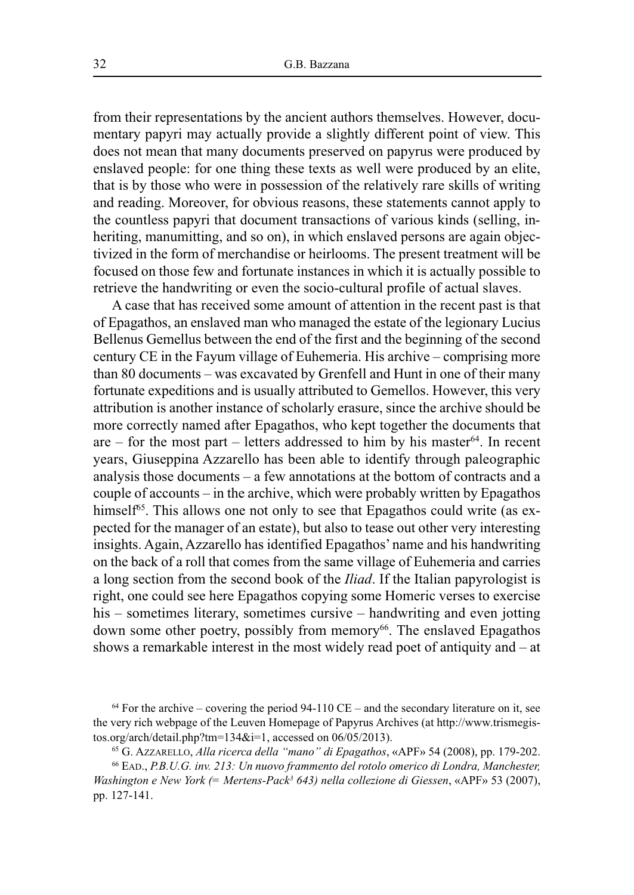from their representations by the ancient authors themselves. However, documentary papyri may actually provide a slightly different point of view. This does not mean that many documents preserved on papyrus were produced by enslaved people: for one thing these texts as well were produced by an elite, that is by those who were in possession of the relatively rare skills of writing and reading. Moreover, for obvious reasons, these statements cannot apply to the countless papyri that document transactions of various kinds (selling, inheriting, manumitting, and so on), in which enslaved persons are again objectivized in the form of merchandise or heirlooms. The present treatment will be focused on those few and fortunate instances in which it is actually possible to retrieve the handwriting or even the socio-cultural profile of actual slaves.

A case that has received some amount of attention in the recent past is that of Epagathos, an enslaved man who managed the estate of the legionary Lucius Bellenus Gemellus between the end of the first and the beginning of the second century CE in the Fayum village of Euhemeria. His archive – comprising more than 80 documents – was excavated by Grenfell and Hunt in one of their many fortunate expeditions and is usually attributed to Gemellos. However, this very attribution is another instance of scholarly erasure, since the archive should be more correctly named after Epagathos, who kept together the documents that are – for the most part – letters addressed to him by his master[64]. In recent years, Giuseppina Azzarello has been able to identify through paleographic analysis those documents – a few annotations at the bottom of contracts and a couple of accounts – in the archive, which were probably written by Epagathos himself[65]. This allows one not only to see that Epagathos could write (as expected for the manager of an estate), but also to tease out other very interesting insights. Again, Azzarello has identified Epagathos' name and his handwriting on the back of a roll that comes from the same village of Euhemeria and carries a long section from the second book of the *Iliad*. If the Italian papyrologist is right, one could see here Epagathos copying some Homeric verses to exercise his – sometimes literary, sometimes cursive – handwriting and even jotting down some other poetry, possibly from memory[66]. The enslaved Epagathos shows a remarkable interest in the most widely read poet of antiquity and – at

[64] For the archive – covering the period 94-110 CE – and the secondary literature on it, see the very rich webpage of the Leuven Homepage of Papyrus Archives (at http://www.trismegistos.org/arch/detail.php?tm=134&i=1, accessed on 06/05/2013).

[65] G. Azzarello, *Alla ricerca della "mano" di Epagathos*, «APF» 54 (2008), pp. 179-202.

[66] Ead., *P.B.U.G. inv. 213: Un nuovo frammento del rotolo omerico di Londra, Manchester, Washington e New York (= Mertens-Pack³ 643) nella collezione di Giessen*, «APF» 53 (2007), pp. 127-141.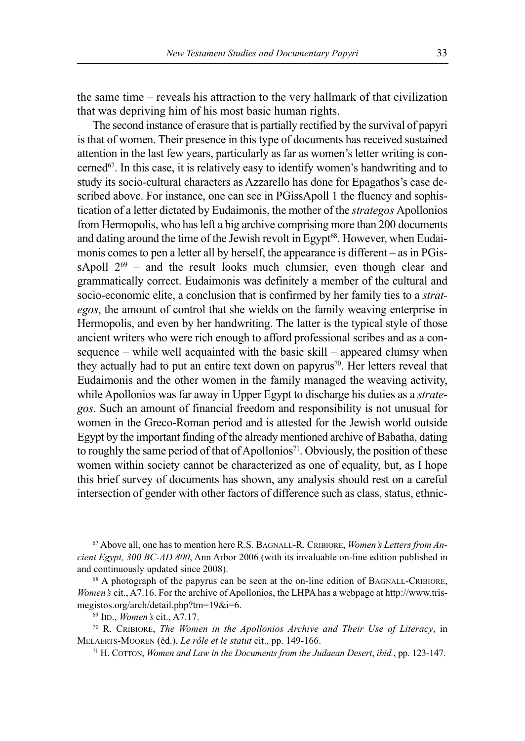the same time – reveals his attraction to the very hallmark of that civilization that was depriving him of his most basic human rights.

The second instance of erasure that is partially rectified by the survival of papyri is that of women. Their presence in this type of documents has received sustained attention in the last few years, particularly as far as women's letter writing is concerned[67]. In this case, it is relatively easy to identify women's handwriting and to study its socio-cultural characters as Azzarello has done for Epagathos's case described above. For instance, one can see in PGissApoll 1 the fluency and sophistication of a letter dictated by Eudaimonis, the mother of the *strategos* Apollonios from Hermopolis, who has left a big archive comprising more than 200 documents and dating around the time of the Jewish revolt in Egypt[68]. However, when Eudaimonis comes to pen a letter all by herself, the appearance is different – as in PGissApoll 2[69] – and the result looks much clumsier, even though clear and grammatically correct. Eudaimonis was definitely a member of the cultural and socio-economic elite, a conclusion that is confirmed by her family ties to a *strategos*, the amount of control that she wields on the family weaving enterprise in Hermopolis, and even by her handwriting. The latter is the typical style of those ancient writers who were rich enough to afford professional scribes and as a consequence – while well acquainted with the basic skill – appeared clumsy when they actually had to put an entire text down on papyrus[70]. Her letters reveal that Eudaimonis and the other women in the family managed the weaving activity, while Apollonios was far away in Upper Egypt to discharge his duties as a *strategos*. Such an amount of financial freedom and responsibility is not unusual for women in the Greco-Roman period and is attested for the Jewish world outside Egypt by the important finding of the already mentioned archive of Babatha, dating to roughly the same period of that of Apollonios[71]. Obviously, the position of these women within society cannot be characterized as one of equality, but, as I hope this brief survey of documents has shown, any analysis should rest on a careful intersection of gender with other factors of difference such as class, status, ethnic-

[67] Above all, one has to mention here R.S. BAGNALL-R. CRIBIORE, *Women's Letters from Ancient Egypt, 300 BC-AD 800*, Ann Arbor 2006 (with its invaluable on-line edition published in and continuously updated since 2008).

[68] A photograph of the papyrus can be seen at the on-line edition of BAGNALL-CRIBIORE, *Women's* cit., A7.16. For the archive of Apollonios, the LHPA has a webpage at http://www.trismegistos.org/arch/detail.php?tm=19&i=6.

[69] ID., *Women's* cit., A7.17.

[70] R. CRIBIORE, *The Women in the Apollonios Archive and Their Use of Literacy*, in MELAERTS-MOOREN (éd.), *Le rôle et le statut* cit., pp. 149-166.

[71] H. COTTON, *Women and Law in the Documents from the Judaean Desert*, *ibid.*, pp. 123-147.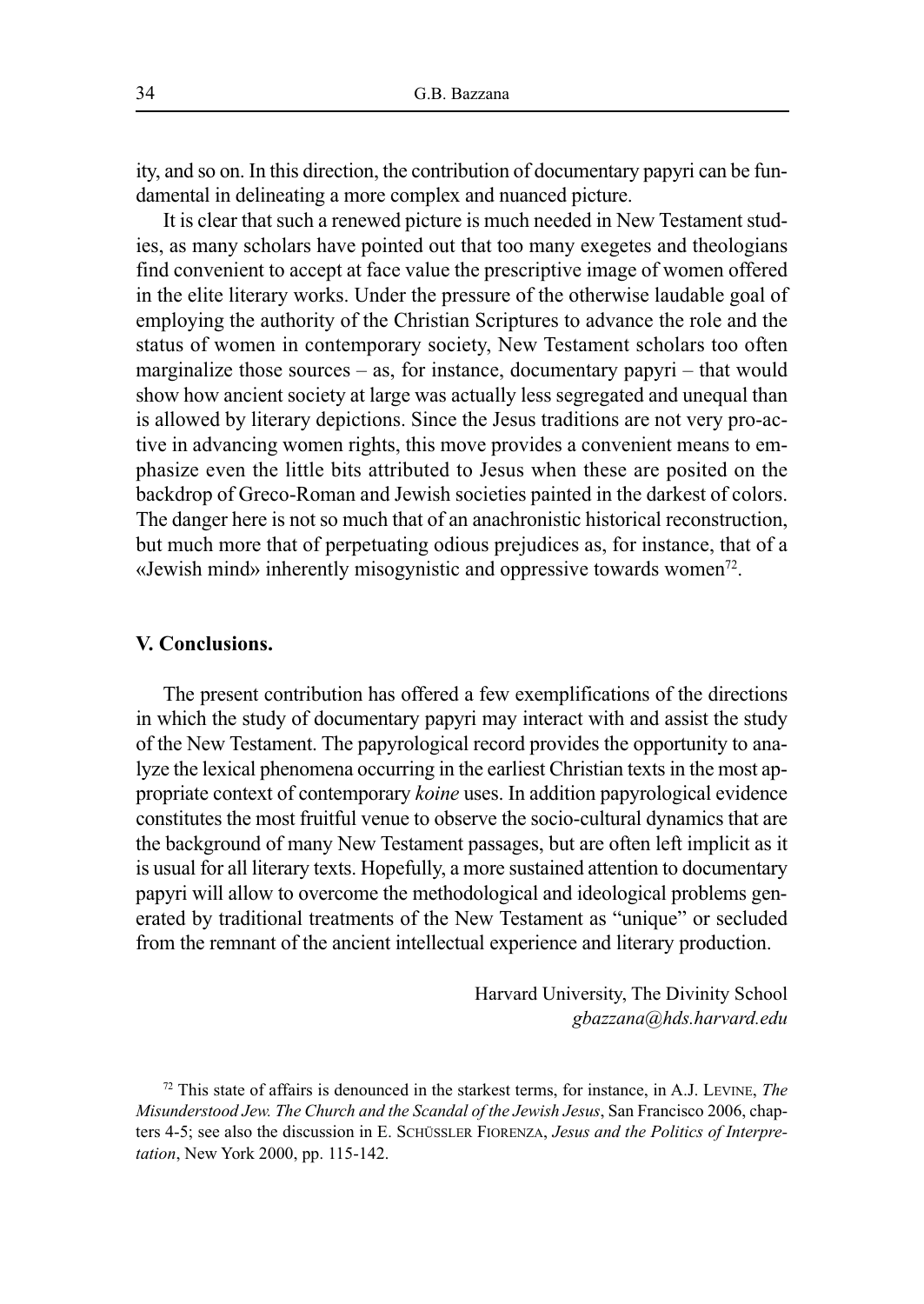ity, and so on. In this direction, the contribution of documentary papyri can be fundamental in delineating a more complex and nuanced picture.

It is clear that such a renewed picture is much needed in New Testament studies, as many scholars have pointed out that too many exegetes and theologians find convenient to accept at face value the prescriptive image of women offered in the elite literary works. Under the pressure of the otherwise laudable goal of employing the authority of the Christian Scriptures to advance the role and the status of women in contemporary society, New Testament scholars too often marginalize those sources – as, for instance, documentary papyri – that would show how ancient society at large was actually less segregated and unequal than is allowed by literary depictions. Since the Jesus traditions are not very pro-active in advancing women rights, this move provides a convenient means to emphasize even the little bits attributed to Jesus when these are posited on the backdrop of Greco-Roman and Jewish societies painted in the darkest of colors. The danger here is not so much that of an anachronistic historical reconstruction, but much more that of perpetuating odious prejudices as, for instance, that of a «Jewish mind» inherently misogynistic and oppressive towards women[72].

## V. Conclusions.

The present contribution has offered a few exemplifications of the directions in which the study of documentary papyri may interact with and assist the study of the New Testament. The papyrological record provides the opportunity to analyze the lexical phenomena occurring in the earliest Christian texts in the most appropriate context of contemporary *koine* uses. In addition papyrological evidence constitutes the most fruitful venue to observe the socio-cultural dynamics that are the background of many New Testament passages, but are often left implicit as it is usual for all literary texts. Hopefully, a more sustained attention to documentary papyri will allow to overcome the methodological and ideological problems generated by traditional treatments of the New Testament as "unique" or secluded from the remnant of the ancient intellectual experience and literary production.

Harvard University, The Divinity School
*gbazzana@hds.harvard.edu*

[72] This state of affairs is denounced in the starkest terms, for instance, in A.J. Levine, *The Misunderstood Jew. The Church and the Scandal of the Jewish Jesus*, San Francisco 2006, chapters 4-5; see also the discussion in E. Schüssler Fiorenza, *Jesus and the Politics of Interpretation*, New York 2000, pp. 115-142.